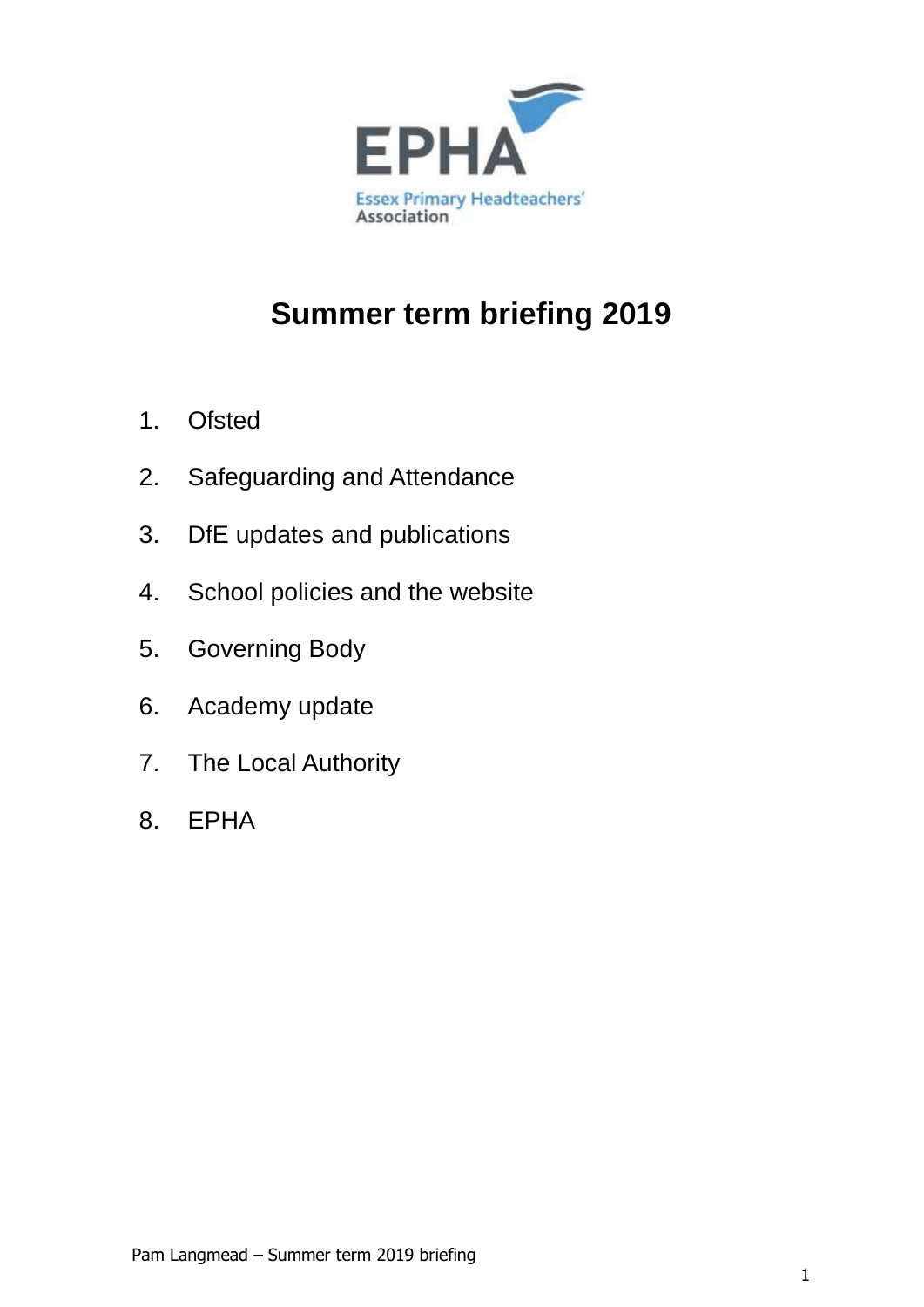EPHA

Essex Primary Headteachers' Association

# Summer term briefing 2019

1. Ofsted
2. Safeguarding and Attendance
3. DfE updates and publications
4. School policies and the website
5. Governing Body
6. Academy update
7. The Local Authority
8. EPHA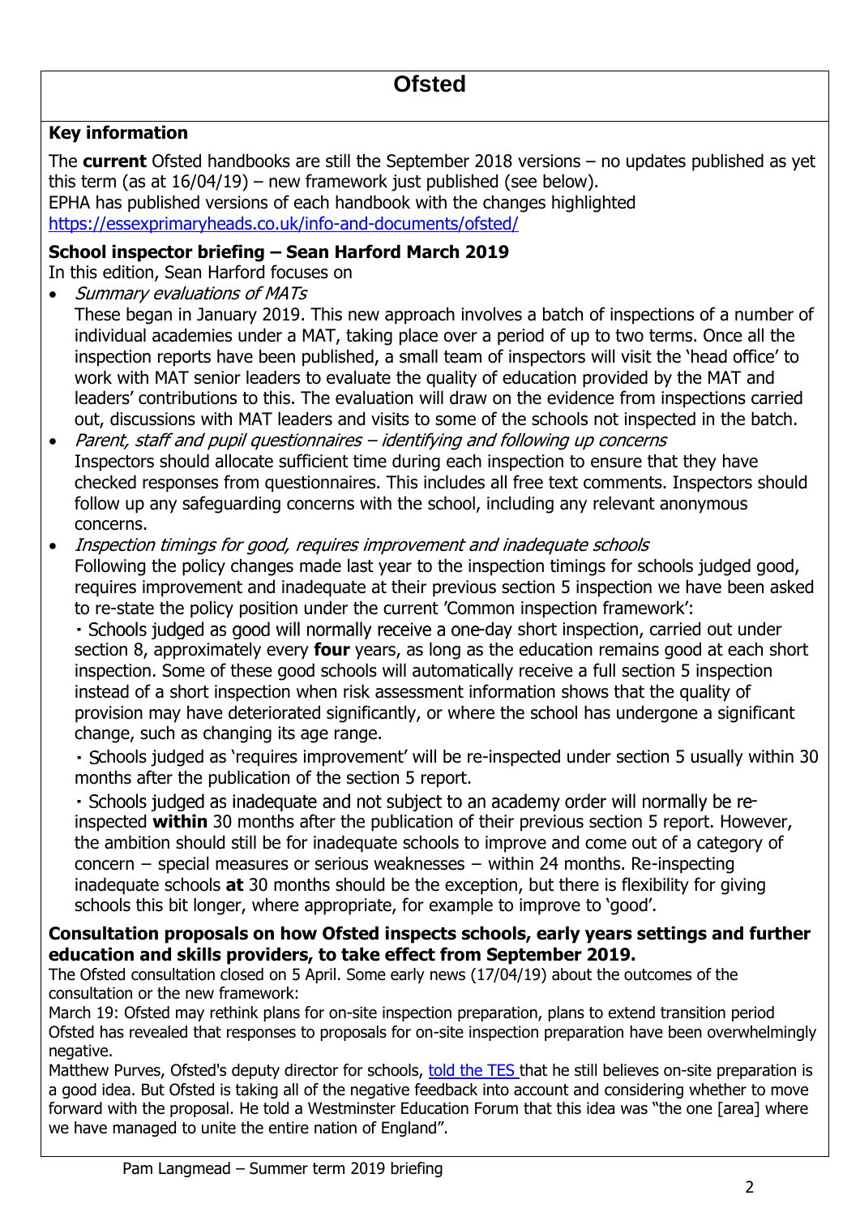# Ofsted

### Key information

The **current** Ofsted handbooks are still the September 2018 versions – no updates published as yet this term (as at 16/04/19) – new framework just published (see below).
EPHA has published versions of each handbook with the changes highlighted
https://essexprimaryheads.co.uk/info-and-documents/ofsted/

### School inspector briefing – Sean Harford March 2019

In this edition, Sean Harford focuses on

- *Summary evaluations of MATs*
  These began in January 2019. This new approach involves a batch of inspections of a number of individual academies under a MAT, taking place over a period of up to two terms. Once all the inspection reports have been published, a small team of inspectors will visit the 'head office' to work with MAT senior leaders to evaluate the quality of education provided by the MAT and leaders' contributions to this. The evaluation will draw on the evidence from inspections carried out, discussions with MAT leaders and visits to some of the schools not inspected in the batch.
- *Parent, staff and pupil questionnaires – identifying and following up concerns*
  Inspectors should allocate sufficient time during each inspection to ensure that they have checked responses from questionnaires. This includes all free text comments. Inspectors should follow up any safeguarding concerns with the school, including any relevant anonymous concerns.
- *Inspection timings for good, requires improvement and inadequate schools*
  Following the policy changes made last year to the inspection timings for schools judged good, requires improvement and inadequate at their previous section 5 inspection we have been asked to re-state the policy position under the current 'Common inspection framework':
  - Schools judged as good will normally receive a one-day short inspection, carried out under section 8, approximately every **four** years, as long as the education remains good at each short inspection. Some of these good schools will automatically receive a full section 5 inspection instead of a short inspection when risk assessment information shows that the quality of provision may have deteriorated significantly, or where the school has undergone a significant change, such as changing its age range.
  - Schools judged as 'requires improvement' will be re-inspected under section 5 usually within 30 months after the publication of the section 5 report.
  - Schools judged as inadequate and not subject to an academy order will normally be re-inspected **within** 30 months after the publication of their previous section 5 report. However, the ambition should still be for inadequate schools to improve and come out of a category of concern – special measures or serious weaknesses – within 24 months. Re-inspecting inadequate schools **at** 30 months should be the exception, but there is flexibility for giving schools this bit longer, where appropriate, for example to improve to 'good'.

### Consultation proposals on how Ofsted inspects schools, early years settings and further education and skills providers, to take effect from September 2019.

The Ofsted consultation closed on 5 April. Some early news (17/04/19) about the outcomes of the consultation or the new framework:

March 19: Ofsted may rethink plans for on-site inspection preparation, plans to extend transition period
Ofsted has revealed that responses to proposals for on-site inspection preparation have been overwhelmingly negative.

Matthew Purves, Ofsted's deputy director for schools, told the TES that he still believes on-site preparation is a good idea. But Ofsted is taking all of the negative feedback into account and considering whether to move forward with the proposal. He told a Westminster Education Forum that this idea was "the one [area] where we have managed to unite the entire nation of England".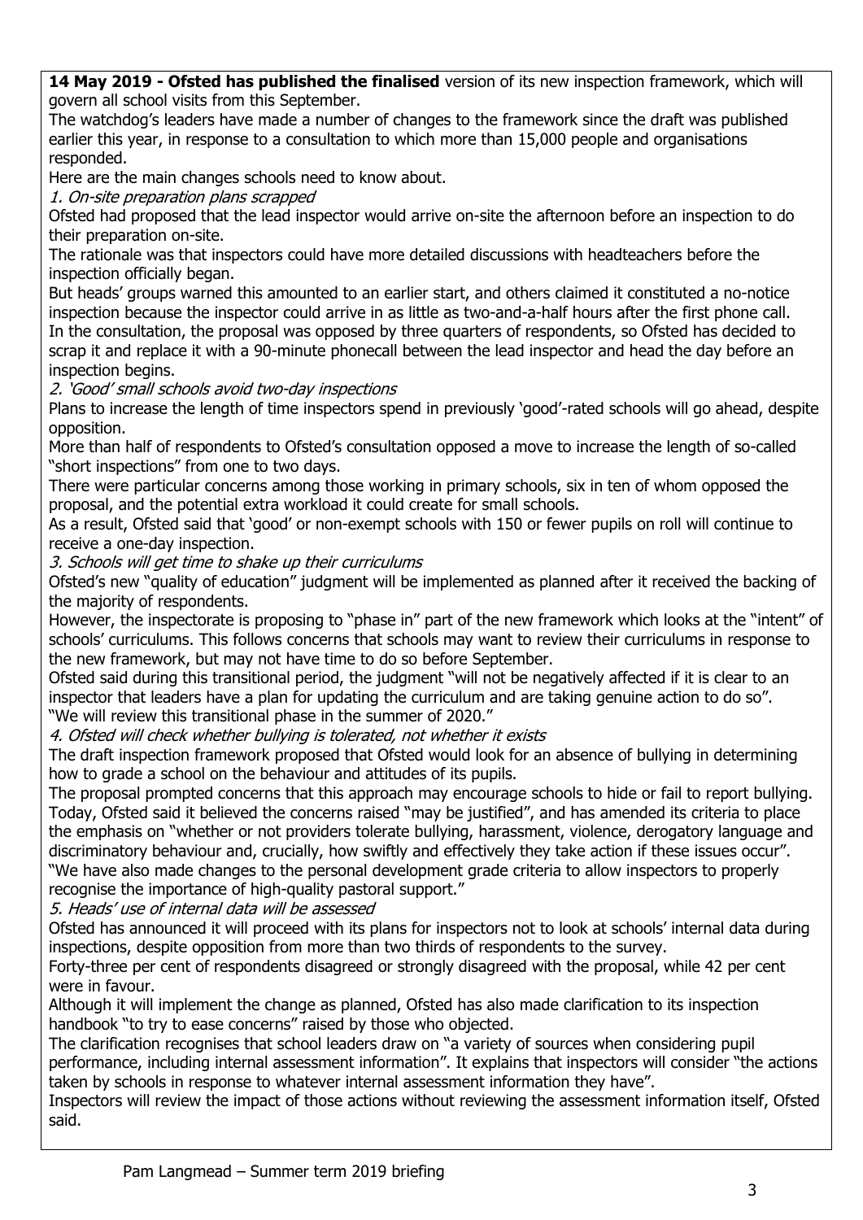**14 May 2019 - Ofsted has published the finalised** version of its new inspection framework, which will govern all school visits from this September.

The watchdog's leaders have made a number of changes to the framework since the draft was published earlier this year, in response to a consultation to which more than 15,000 people and organisations responded.

Here are the main changes schools need to know about.

*1. On-site preparation plans scrapped*

Ofsted had proposed that the lead inspector would arrive on-site the afternoon before an inspection to do their preparation on-site.

The rationale was that inspectors could have more detailed discussions with headteachers before the inspection officially began.

But heads' groups warned this amounted to an earlier start, and others claimed it constituted a no-notice inspection because the inspector could arrive in as little as two-and-a-half hours after the first phone call.

In the consultation, the proposal was opposed by three quarters of respondents, so Ofsted has decided to scrap it and replace it with a 90-minute phonecall between the lead inspector and head the day before an inspection begins.

*2. 'Good' small schools avoid two-day inspections*

Plans to increase the length of time inspectors spend in previously 'good'-rated schools will go ahead, despite opposition.

More than half of respondents to Ofsted's consultation opposed a move to increase the length of so-called "short inspections" from one to two days.

There were particular concerns among those working in primary schools, six in ten of whom opposed the proposal, and the potential extra workload it could create for small schools.

As a result, Ofsted said that 'good' or non-exempt schools with 150 or fewer pupils on roll will continue to receive a one-day inspection.

*3. Schools will get time to shake up their curriculums*

Ofsted's new "quality of education" judgment will be implemented as planned after it received the backing of the majority of respondents.

However, the inspectorate is proposing to "phase in" part of the new framework which looks at the "intent" of schools' curriculums. This follows concerns that schools may want to review their curriculums in response to the new framework, but may not have time to do so before September.

Ofsted said during this transitional period, the judgment "will not be negatively affected if it is clear to an inspector that leaders have a plan for updating the curriculum and are taking genuine action to do so".

"We will review this transitional phase in the summer of 2020."

*4. Ofsted will check whether bullying is tolerated, not whether it exists*

The draft inspection framework proposed that Ofsted would look for an absence of bullying in determining how to grade a school on the behaviour and attitudes of its pupils.

The proposal prompted concerns that this approach may encourage schools to hide or fail to report bullying.

Today, Ofsted said it believed the concerns raised "may be justified", and has amended its criteria to place the emphasis on "whether or not providers tolerate bullying, harassment, violence, derogatory language and discriminatory behaviour and, crucially, how swiftly and effectively they take action if these issues occur".

"We have also made changes to the personal development grade criteria to allow inspectors to properly recognise the importance of high-quality pastoral support."

*5. Heads' use of internal data will be assessed*

Ofsted has announced it will proceed with its plans for inspectors not to look at schools' internal data during inspections, despite opposition from more than two thirds of respondents to the survey.

Forty-three per cent of respondents disagreed or strongly disagreed with the proposal, while 42 per cent were in favour.

Although it will implement the change as planned, Ofsted has also made clarification to its inspection handbook "to try to ease concerns" raised by those who objected.

The clarification recognises that school leaders draw on "a variety of sources when considering pupil performance, including internal assessment information". It explains that inspectors will consider "the actions taken by schools in response to whatever internal assessment information they have".

Inspectors will review the impact of those actions without reviewing the assessment information itself, Ofsted said.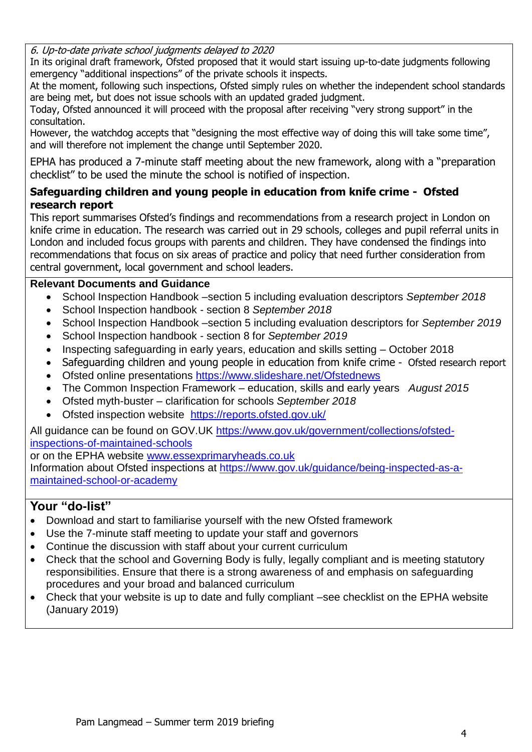*6. Up-to-date private school judgments delayed to 2020*

In its original draft framework, Ofsted proposed that it would start issuing up-to-date judgments following emergency "additional inspections" of the private schools it inspects.

At the moment, following such inspections, Ofsted simply rules on whether the independent school standards are being met, but does not issue schools with an updated graded judgment.

Today, Ofsted announced it will proceed with the proposal after receiving "very strong support" in the consultation.

However, the watchdog accepts that "designing the most effective way of doing this will take some time", and will therefore not implement the change until September 2020.

EPHA has produced a 7-minute staff meeting about the new framework, along with a "preparation checklist" to be used the minute the school is notified of inspection.

**Safeguarding children and young people in education from knife crime - Ofsted research report**

This report summarises Ofsted's findings and recommendations from a research project in London on knife crime in education. The research was carried out in 29 schools, colleges and pupil referral units in London and included focus groups with parents and children. They have condensed the findings into recommendations that focus on six areas of practice and policy that need further consideration from central government, local government and school leaders.

**Relevant Documents and Guidance**

- School Inspection Handbook –section 5 including evaluation descriptors *September 2018*
- School Inspection handbook - section 8 *September 2018*
- School Inspection Handbook –section 5 including evaluation descriptors for *September 2019*
- School Inspection handbook - section 8 for *September 2019*
- Inspecting safeguarding in early years, education and skills setting – October 2018
- Safeguarding children and young people in education from knife crime - Ofsted research report
- Ofsted online presentations https://www.slideshare.net/Ofstednews
- The Common Inspection Framework – education, skills and early years *August 2015*
- Ofsted myth-buster – clarification for schools *September 2018*
- Ofsted inspection website https://reports.ofsted.gov.uk/

All guidance can be found on GOV.UK https://www.gov.uk/government/collections/ofsted-inspections-of-maintained-schools
or on the EPHA website www.essexprimaryheads.co.uk
Information about Ofsted inspections at https://www.gov.uk/guidance/being-inspected-as-a-maintained-school-or-academy

## Your "do-list"

- Download and start to familiarise yourself with the new Ofsted framework
- Use the 7-minute staff meeting to update your staff and governors
- Continue the discussion with staff about your current curriculum
- Check that the school and Governing Body is fully, legally compliant and is meeting statutory responsibilities. Ensure that there is a strong awareness of and emphasis on safeguarding procedures and your broad and balanced curriculum
- Check that your website is up to date and fully compliant –see checklist on the EPHA website (January 2019)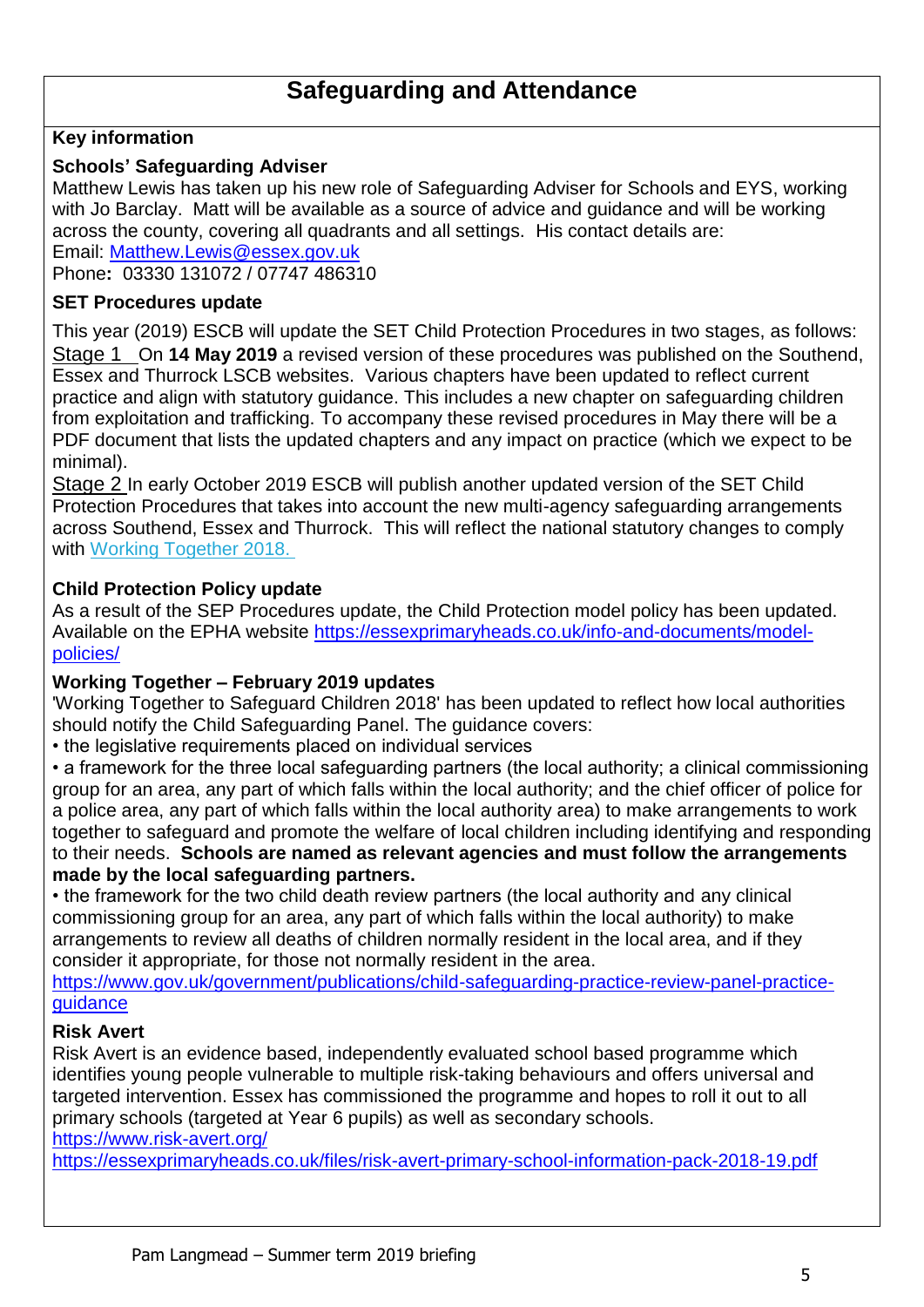# Safeguarding and Attendance

## Key information

### Schools' Safeguarding Adviser

Matthew Lewis has taken up his new role of Safeguarding Adviser for Schools and EYS, working with Jo Barclay. Matt will be available as a source of advice and guidance and will be working across the county, covering all quadrants and all settings. His contact details are:
Email: Matthew.Lewis@essex.gov.uk
Phone**:** 03330 131072 / 07747 486310

### SET Procedures update

This year (2019) ESCB will update the SET Child Protection Procedures in two stages, as follows:
Stage 1 On **14 May 2019** a revised version of these procedures was published on the Southend, Essex and Thurrock LSCB websites. Various chapters have been updated to reflect current practice and align with statutory guidance. This includes a new chapter on safeguarding children from exploitation and trafficking. To accompany these revised procedures in May there will be a PDF document that lists the updated chapters and any impact on practice (which we expect to be minimal).
Stage 2 In early October 2019 ESCB will publish another updated version of the SET Child Protection Procedures that takes into account the new multi-agency safeguarding arrangements across Southend, Essex and Thurrock. This will reflect the national statutory changes to comply with Working Together 2018.

### Child Protection Policy update

As a result of the SEP Procedures update, the Child Protection model policy has been updated. Available on the EPHA website https://essexprimaryheads.co.uk/info-and-documents/model-policies/

### Working Together – February 2019 updates

'Working Together to Safeguard Children 2018' has been updated to reflect how local authorities should notify the Child Safeguarding Panel. The guidance covers:

- the legislative requirements placed on individual services
- a framework for the three local safeguarding partners (the local authority; a clinical commissioning group for an area, any part of which falls within the local authority; and the chief officer of police for a police area, any part of which falls within the local authority area) to make arrangements to work together to safeguard and promote the welfare of local children including identifying and responding to their needs. **Schools are named as relevant agencies and must follow the arrangements made by the local safeguarding partners.**
- the framework for the two child death review partners (the local authority and any clinical commissioning group for an area, any part of which falls within the local authority) to make arrangements to review all deaths of children normally resident in the local area, and if they consider it appropriate, for those not normally resident in the area.

https://www.gov.uk/government/publications/child-safeguarding-practice-review-panel-practice-guidance

### Risk Avert

Risk Avert is an evidence based, independently evaluated school based programme which identifies young people vulnerable to multiple risk-taking behaviours and offers universal and targeted intervention. Essex has commissioned the programme and hopes to roll it out to all primary schools (targeted at Year 6 pupils) as well as secondary schools.
https://www.risk-avert.org/
https://essexprimaryheads.co.uk/files/risk-avert-primary-school-information-pack-2018-19.pdf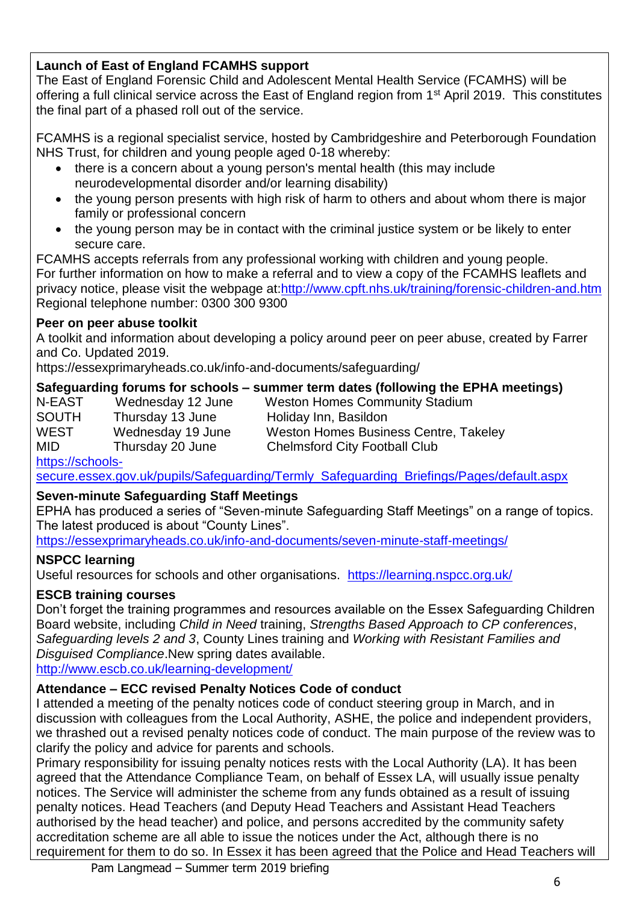**Launch of East of England FCAMHS support**

The East of England Forensic Child and Adolescent Mental Health Service (FCAMHS) will be offering a full clinical service across the East of England region from 1st April 2019. This constitutes the final part of a phased roll out of the service.

FCAMHS is a regional specialist service, hosted by Cambridgeshire and Peterborough Foundation NHS Trust, for children and young people aged 0-18 whereby:

- there is a concern about a young person's mental health (this may include neurodevelopmental disorder and/or learning disability)
- the young person presents with high risk of harm to others and about whom there is major family or professional concern
- the young person may be in contact with the criminal justice system or be likely to enter secure care.

FCAMHS accepts referrals from any professional working with children and young people.
For further information on how to make a referral and to view a copy of the FCAMHS leaflets and privacy notice, please visit the webpage at:http://www.cpft.nhs.uk/training/forensic-children-and.htm
Regional telephone number: 0300 300 9300

**Peer on peer abuse toolkit**

A toolkit and information about developing a policy around peer on peer abuse, created by Farrer and Co. Updated 2019.
https://essexprimaryheads.co.uk/info-and-documents/safeguarding/

**Safeguarding forums for schools – summer term dates (following the EPHA meetings)**

| | | |
|---|---|---|
| N-EAST | Wednesday 12 June | Weston Homes Community Stadium |
| SOUTH | Thursday 13 June | Holiday Inn, Basildon |
| WEST | Wednesday 19 June | Weston Homes Business Centre, Takeley |
| MID | Thursday 20 June | Chelmsford City Football Club |

https://schools-secure.essex.gov.uk/pupils/Safeguarding/Termly_Safeguarding_Briefings/Pages/default.aspx

**Seven-minute Safeguarding Staff Meetings**

EPHA has produced a series of "Seven-minute Safeguarding Staff Meetings" on a range of topics. The latest produced is about "County Lines".
https://essexprimaryheads.co.uk/info-and-documents/seven-minute-staff-meetings/

**NSPCC learning**

Useful resources for schools and other organisations. https://learning.nspcc.org.uk/

**ESCB training courses**

Don't forget the training programmes and resources available on the Essex Safeguarding Children Board website, including *Child in Need* training, *Strengths Based Approach to CP conferences*, *Safeguarding levels 2 and 3*, County Lines training and *Working with Resistant Families and Disguised Compliance*.New spring dates available.
http://www.escb.co.uk/learning-development/

**Attendance – ECC revised Penalty Notices Code of conduct**

I attended a meeting of the penalty notices code of conduct steering group in March, and in discussion with colleagues from the Local Authority, ASHE, the police and independent providers, we thrashed out a revised penalty notices code of conduct. The main purpose of the review was to clarify the policy and advice for parents and schools.
Primary responsibility for issuing penalty notices rests with the Local Authority (LA). It has been agreed that the Attendance Compliance Team, on behalf of Essex LA, will usually issue penalty notices. The Service will administer the scheme from any funds obtained as a result of issuing penalty notices. Head Teachers (and Deputy Head Teachers and Assistant Head Teachers authorised by the head teacher) and police, and persons accredited by the community safety accreditation scheme are all able to issue the notices under the Act, although there is no requirement for them to do so. In Essex it has been agreed that the Police and Head Teachers will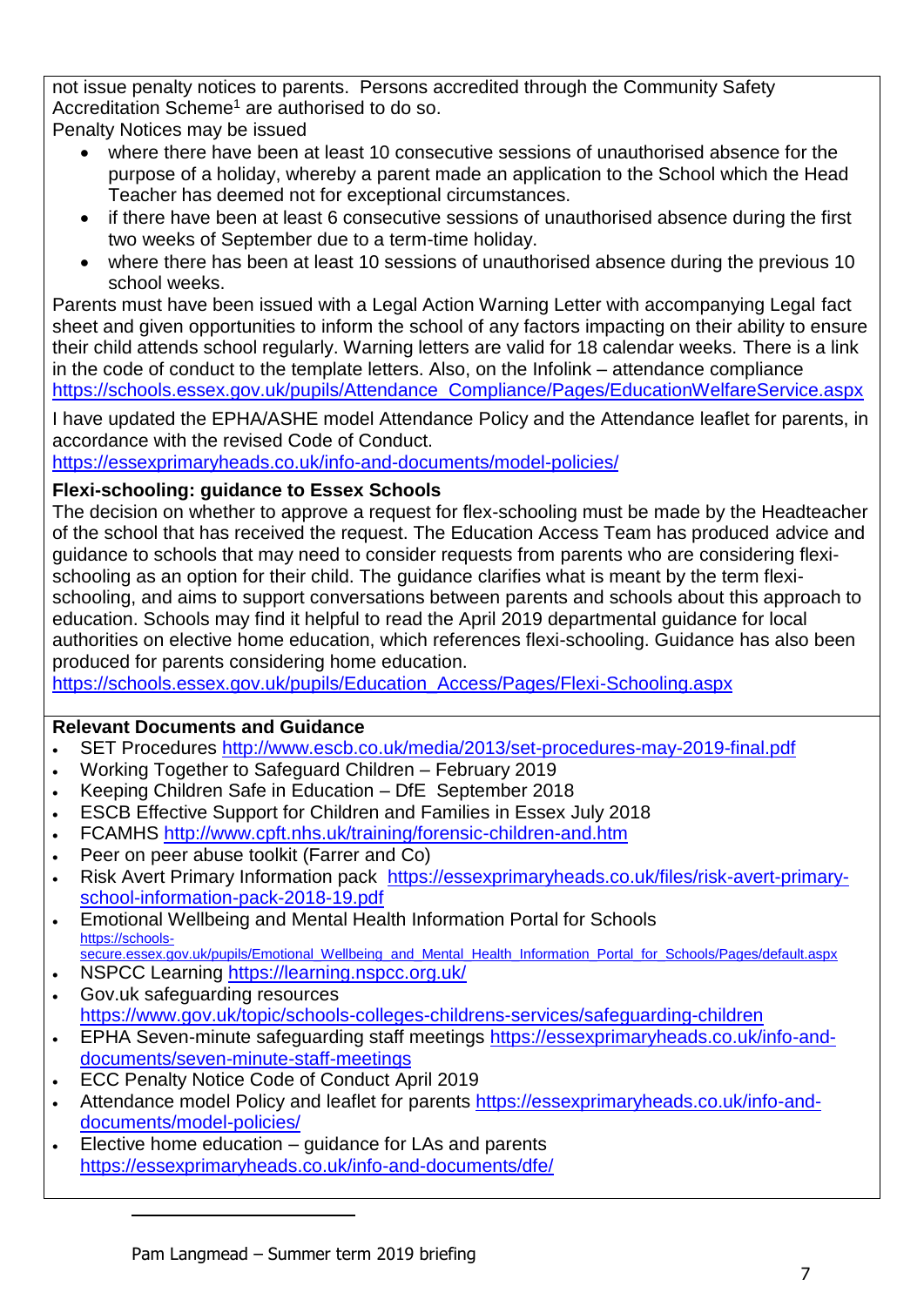not issue penalty notices to parents. Persons accredited through the Community Safety Accreditation Scheme[1] are authorised to do so.

Penalty Notices may be issued

- where there have been at least 10 consecutive sessions of unauthorised absence for the purpose of a holiday, whereby a parent made an application to the School which the Head Teacher has deemed not for exceptional circumstances.
- if there have been at least 6 consecutive sessions of unauthorised absence during the first two weeks of September due to a term-time holiday.
- where there has been at least 10 sessions of unauthorised absence during the previous 10 school weeks.

Parents must have been issued with a Legal Action Warning Letter with accompanying Legal fact sheet and given opportunities to inform the school of any factors impacting on their ability to ensure their child attends school regularly. Warning letters are valid for 18 calendar weeks. There is a link in the code of conduct to the template letters. Also, on the Infolink – attendance compliance https://schools.essex.gov.uk/pupils/Attendance_Compliance/Pages/EducationWelfareService.aspx

I have updated the EPHA/ASHE model Attendance Policy and the Attendance leaflet for parents, in accordance with the revised Code of Conduct.
https://essexprimaryheads.co.uk/info-and-documents/model-policies/

**Flexi-schooling: guidance to Essex Schools**

The decision on whether to approve a request for flex-schooling must be made by the Headteacher of the school that has received the request. The Education Access Team has produced advice and guidance to schools that may need to consider requests from parents who are considering flexi-schooling as an option for their child. The guidance clarifies what is meant by the term flexi-schooling, and aims to support conversations between parents and schools about this approach to education. Schools may find it helpful to read the April 2019 departmental guidance for local authorities on elective home education, which references flexi-schooling. Guidance has also been produced for parents considering home education.
https://schools.essex.gov.uk/pupils/Education_Access/Pages/Flexi-Schooling.aspx

**Relevant Documents and Guidance**

- SET Procedures http://www.escb.co.uk/media/2013/set-procedures-may-2019-final.pdf
- Working Together to Safeguard Children – February 2019
- Keeping Children Safe in Education – DfE September 2018
- ESCB Effective Support for Children and Families in Essex July 2018
- FCAMHS http://www.cpft.nhs.uk/training/forensic-children-and.htm
- Peer on peer abuse toolkit (Farrer and Co)
- Risk Avert Primary Information pack https://essexprimaryheads.co.uk/files/risk-avert-primary-school-information-pack-2018-19.pdf
- Emotional Wellbeing and Mental Health Information Portal for Schools https://schools-secure.essex.gov.uk/pupils/Emotional_Wellbeing_and_Mental_Health_Information_Portal_for_Schools/Pages/default.aspx
- NSPCC Learning https://learning.nspcc.org.uk/
- Gov.uk safeguarding resources https://www.gov.uk/topic/schools-colleges-childrens-services/safeguarding-children
- EPHA Seven-minute safeguarding staff meetings https://essexprimaryheads.co.uk/info-and-documents/seven-minute-staff-meetings
- ECC Penalty Notice Code of Conduct April 2019
- Attendance model Policy and leaflet for parents https://essexprimaryheads.co.uk/info-and-documents/model-policies/
- Elective home education – guidance for LAs and parents https://essexprimaryheads.co.uk/info-and-documents/dfe/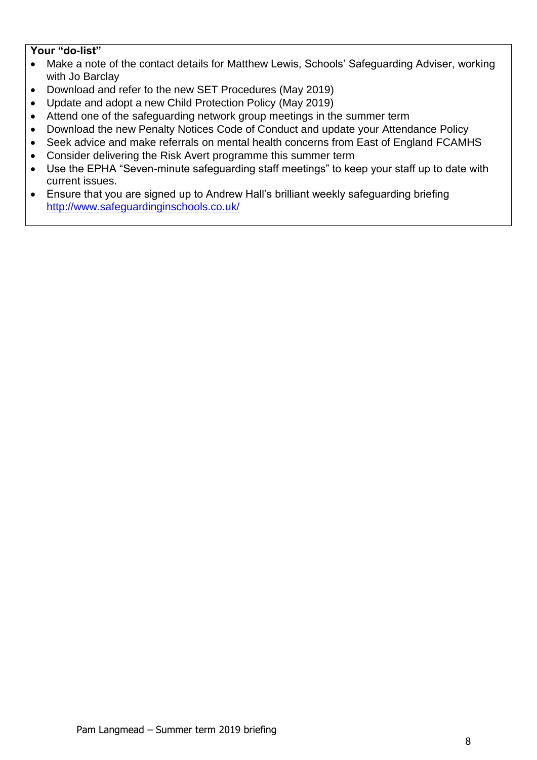**Your "do-list"**

- Make a note of the contact details for Matthew Lewis, Schools' Safeguarding Adviser, working with Jo Barclay
- Download and refer to the new SET Procedures (May 2019)
- Update and adopt a new Child Protection Policy (May 2019)
- Attend one of the safeguarding network group meetings in the summer term
- Download the new Penalty Notices Code of Conduct and update your Attendance Policy
- Seek advice and make referrals on mental health concerns from East of England FCAMHS
- Consider delivering the Risk Avert programme this summer term
- Use the EPHA "Seven-minute safeguarding staff meetings" to keep your staff up to date with current issues.
- Ensure that you are signed up to Andrew Hall's brilliant weekly safeguarding briefing http://www.safeguardinginschools.co.uk/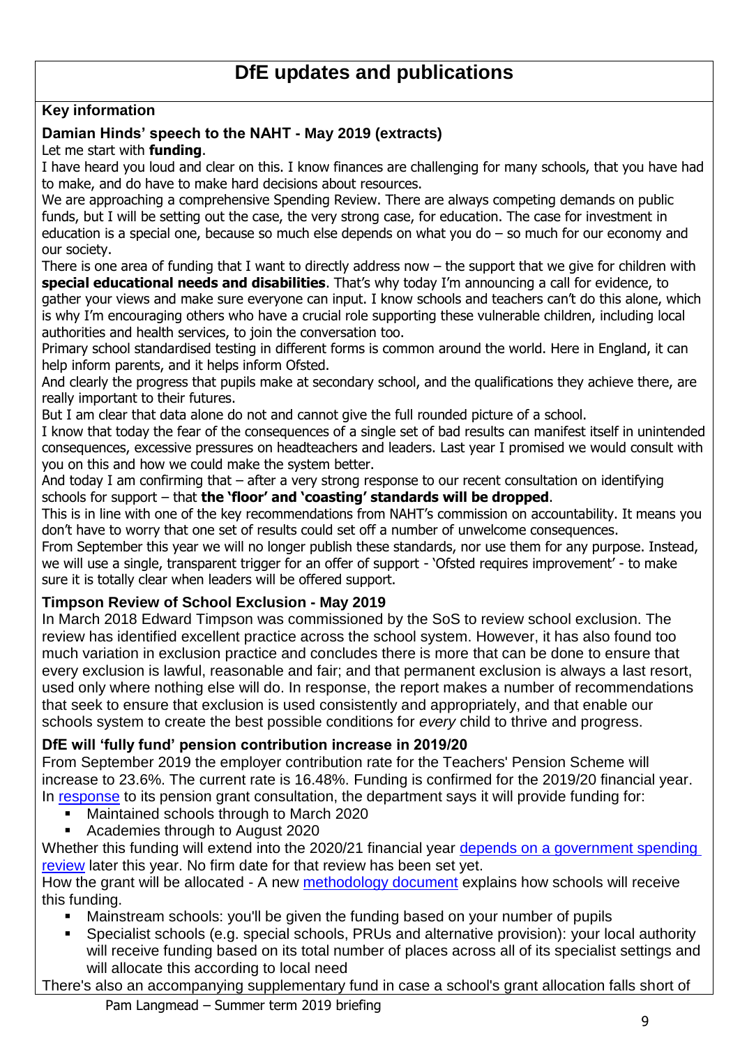# DfE updates and publications

**Key information**

### Damian Hinds' speech to the NAHT - May 2019 (extracts)

Let me start with **funding**.

I have heard you loud and clear on this. I know finances are challenging for many schools, that you have had to make, and do have to make hard decisions about resources.

We are approaching a comprehensive Spending Review. There are always competing demands on public funds, but I will be setting out the case, the very strong case, for education. The case for investment in education is a special one, because so much else depends on what you do – so much for our economy and our society.

There is one area of funding that I want to directly address now – the support that we give for children with **special educational needs and disabilities**. That's why today I'm announcing a call for evidence, to gather your views and make sure everyone can input. I know schools and teachers can't do this alone, which is why I'm encouraging others who have a crucial role supporting these vulnerable children, including local authorities and health services, to join the conversation too.

Primary school standardised testing in different forms is common around the world. Here in England, it can help inform parents, and it helps inform Ofsted.

And clearly the progress that pupils make at secondary school, and the qualifications they achieve there, are really important to their futures.

But I am clear that data alone do not and cannot give the full rounded picture of a school.

I know that today the fear of the consequences of a single set of bad results can manifest itself in unintended consequences, excessive pressures on headteachers and leaders. Last year I promised we would consult with you on this and how we could make the system better.

And today I am confirming that – after a very strong response to our recent consultation on identifying schools for support – that **the 'floor' and 'coasting' standards will be dropped**.

This is in line with one of the key recommendations from NAHT's commission on accountability. It means you don't have to worry that one set of results could set off a number of unwelcome consequences.

From September this year we will no longer publish these standards, nor use them for any purpose. Instead, we will use a single, transparent trigger for an offer of support - 'Ofsted requires improvement' - to make sure it is totally clear when leaders will be offered support.

### Timpson Review of School Exclusion - May 2019

In March 2018 Edward Timpson was commissioned by the SoS to review school exclusion. The review has identified excellent practice across the school system. However, it has also found too much variation in exclusion practice and concludes there is more that can be done to ensure that every exclusion is lawful, reasonable and fair; and that permanent exclusion is always a last resort, used only where nothing else will do. In response, the report makes a number of recommendations that seek to ensure that exclusion is used consistently and appropriately, and that enable our schools system to create the best possible conditions for *every* child to thrive and progress.

### DfE will 'fully fund' pension contribution increase in 2019/20

From September 2019 the employer contribution rate for the Teachers' Pension Scheme will increase to 23.6%. The current rate is 16.48%. Funding is confirmed for the 2019/20 financial year. In response to its pension grant consultation, the department says it will provide funding for:

- Maintained schools through to March 2020
- Academies through to August 2020

Whether this funding will extend into the 2020/21 financial year depends on a government spending review later this year. No firm date for that review has been set yet.

How the grant will be allocated - A new methodology document explains how schools will receive this funding.

- Mainstream schools: you'll be given the funding based on your number of pupils
- Specialist schools (e.g. special schools, PRUs and alternative provision): your local authority will receive funding based on its total number of places across all of its specialist settings and will allocate this according to local need

There's also an accompanying supplementary fund in case a school's grant allocation falls short of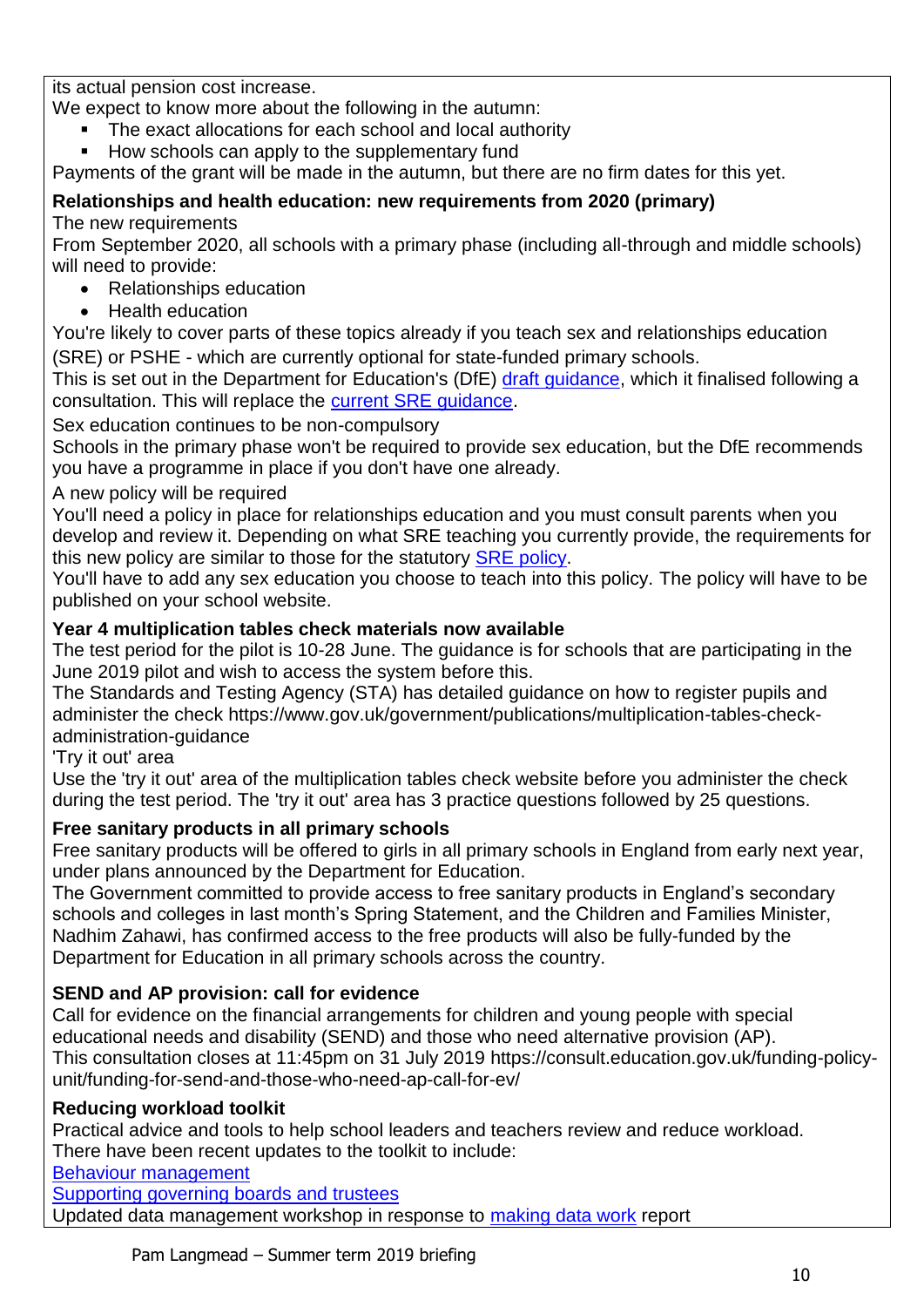its actual pension cost increase.

We expect to know more about the following in the autumn:

- The exact allocations for each school and local authority
- How schools can apply to the supplementary fund

Payments of the grant will be made in the autumn, but there are no firm dates for this yet.

**Relationships and health education: new requirements from 2020 (primary)**

The new requirements

From September 2020, all schools with a primary phase (including all-through and middle schools) will need to provide:

- Relationships education
- Health education

You're likely to cover parts of these topics already if you teach sex and relationships education (SRE) or PSHE - which are currently optional for state-funded primary schools.

This is set out in the Department for Education's (DfE) draft guidance, which it finalised following a consultation. This will replace the current SRE guidance.

Sex education continues to be non-compulsory

Schools in the primary phase won't be required to provide sex education, but the DfE recommends you have a programme in place if you don't have one already.

A new policy will be required

You'll need a policy in place for relationships education and you must consult parents when you develop and review it. Depending on what SRE teaching you currently provide, the requirements for this new policy are similar to those for the statutory SRE policy.

You'll have to add any sex education you choose to teach into this policy. The policy will have to be published on your school website.

**Year 4 multiplication tables check materials now available**

The test period for the pilot is 10-28 June. The guidance is for schools that are participating in the June 2019 pilot and wish to access the system before this.

The Standards and Testing Agency (STA) has detailed guidance on how to register pupils and administer the check https://www.gov.uk/government/publications/multiplication-tables-check-administration-guidance

'Try it out' area

Use the 'try it out' area of the multiplication tables check website before you administer the check during the test period. The 'try it out' area has 3 practice questions followed by 25 questions.

**Free sanitary products in all primary schools**

Free sanitary products will be offered to girls in all primary schools in England from early next year, under plans announced by the Department for Education.

The Government committed to provide access to free sanitary products in England's secondary schools and colleges in last month's Spring Statement, and the Children and Families Minister, Nadhim Zahawi, has confirmed access to the free products will also be fully-funded by the Department for Education in all primary schools across the country.

**SEND and AP provision: call for evidence**

Call for evidence on the financial arrangements for children and young people with special educational needs and disability (SEND) and those who need alternative provision (AP).

This consultation closes at 11:45pm on 31 July 2019 https://consult.education.gov.uk/funding-policy-unit/funding-for-send-and-those-who-need-ap-call-for-ev/

**Reducing workload toolkit**

Practical advice and tools to help school leaders and teachers review and reduce workload.

There have been recent updates to the toolkit to include:

Behaviour management

Supporting governing boards and trustees

Updated data management workshop in response to making data work report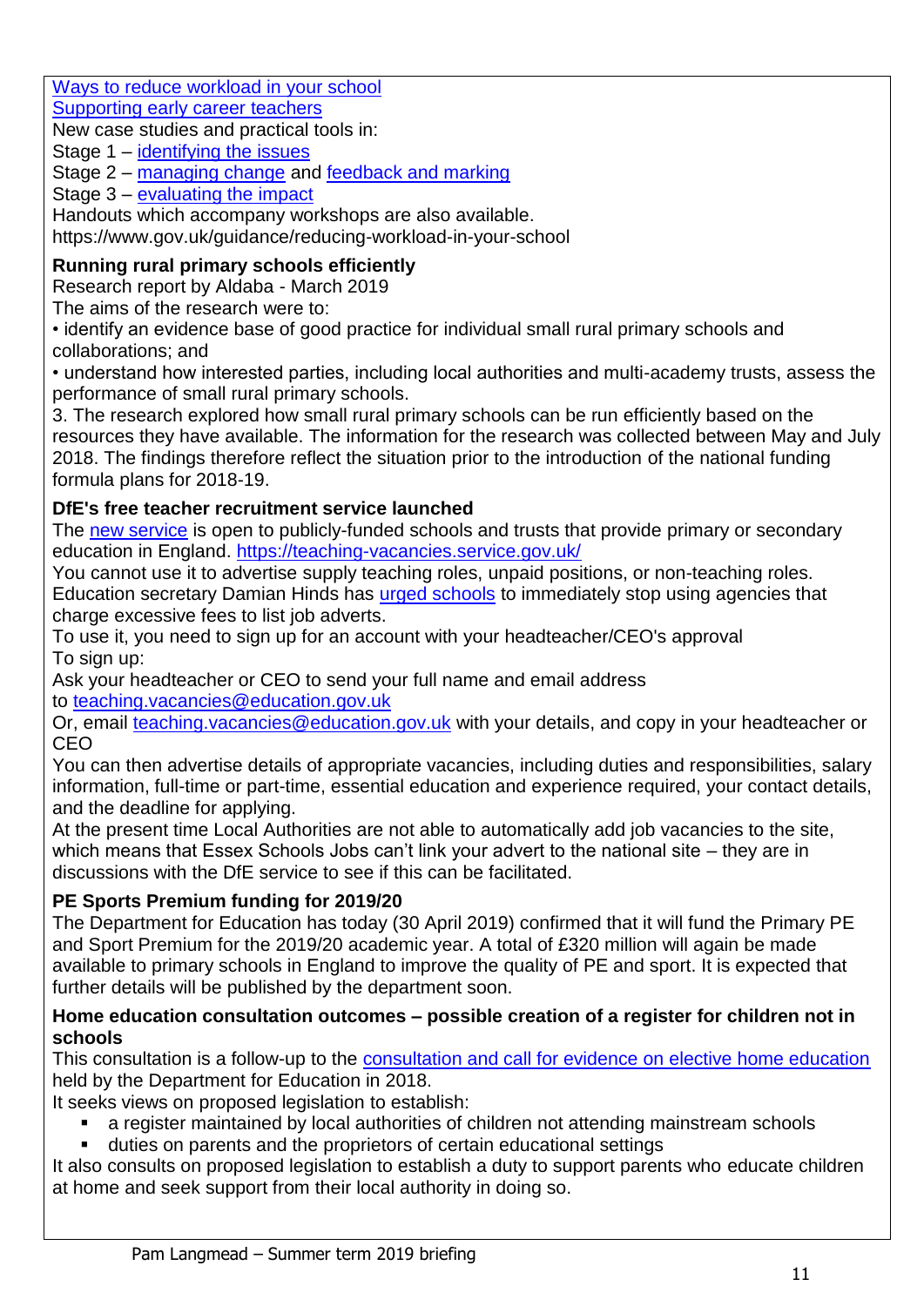[Ways to reduce workload in your school](#)
[Supporting early career teachers](#)
New case studies and practical tools in:
Stage 1 – [identifying the issues](#)
Stage 2 – [managing change](#) and [feedback and marking](#)
Stage 3 – [evaluating the impact](#)
Handouts which accompany workshops are also available.
https://www.gov.uk/guidance/reducing-workload-in-your-school

**Running rural primary schools efficiently**

Research report by Aldaba - March 2019
The aims of the research were to:
• identify an evidence base of good practice for individual small rural primary schools and collaborations; and
• understand how interested parties, including local authorities and multi-academy trusts, assess the performance of small rural primary schools.
3. The research explored how small rural primary schools can be run efficiently based on the resources they have available. The information for the research was collected between May and July 2018. The findings therefore reflect the situation prior to the introduction of the national funding formula plans for 2018-19.

**DfE's free teacher recruitment service launched**

The [new service](#) is open to publicly-funded schools and trusts that provide primary or secondary education in England. https://teaching-vacancies.service.gov.uk/
You cannot use it to advertise supply teaching roles, unpaid positions, or non-teaching roles.
Education secretary Damian Hinds has [urged schools](#) to immediately stop using agencies that charge excessive fees to list job adverts.
To use it, you need to sign up for an account with your headteacher/CEO's approval
To sign up:
Ask your headteacher or CEO to send your full name and email address to teaching.vacancies@education.gov.uk
Or, email teaching.vacancies@education.gov.uk with your details, and copy in your headteacher or CEO
You can then advertise details of appropriate vacancies, including duties and responsibilities, salary information, full-time or part-time, essential education and experience required, your contact details, and the deadline for applying.
At the present time Local Authorities are not able to automatically add job vacancies to the site, which means that Essex Schools Jobs can't link your advert to the national site – they are in discussions with the DfE service to see if this can be facilitated.

**PE Sports Premium funding for 2019/20**

The Department for Education has today (30 April 2019) confirmed that it will fund the Primary PE and Sport Premium for the 2019/20 academic year. A total of £320 million will again be made available to primary schools in England to improve the quality of PE and sport. It is expected that further details will be published by the department soon.

**Home education consultation outcomes – possible creation of a register for children not in schools**

This consultation is a follow-up to the [consultation and call for evidence on elective home education](#) held by the Department for Education in 2018.
It seeks views on proposed legislation to establish:

- a register maintained by local authorities of children not attending mainstream schools
- duties on parents and the proprietors of certain educational settings

It also consults on proposed legislation to establish a duty to support parents who educate children at home and seek support from their local authority in doing so.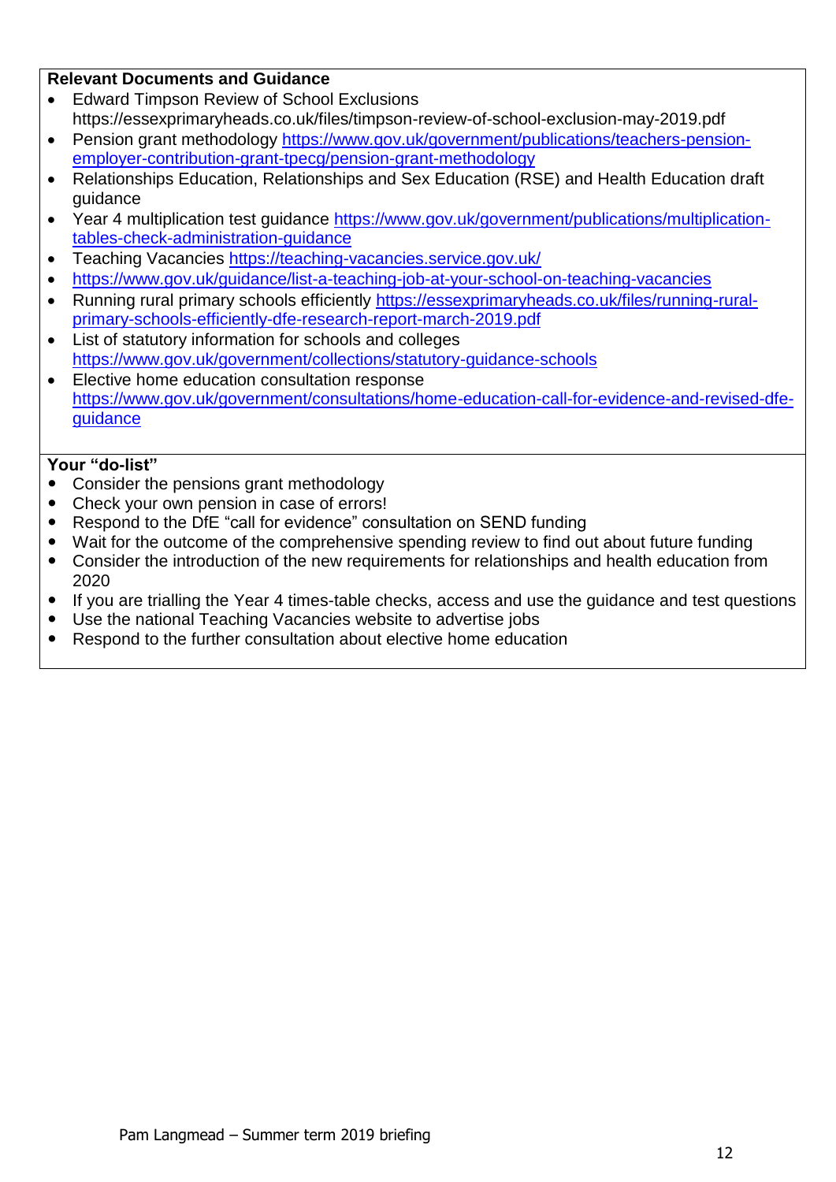**Relevant Documents and Guidance**

- Edward Timpson Review of School Exclusions https://essexprimaryheads.co.uk/files/timpson-review-of-school-exclusion-may-2019.pdf
- Pension grant methodology https://www.gov.uk/government/publications/teachers-pension-employer-contribution-grant-tpecg/pension-grant-methodology
- Relationships Education, Relationships and Sex Education (RSE) and Health Education draft guidance
- Year 4 multiplication test guidance https://www.gov.uk/government/publications/multiplication-tables-check-administration-guidance
- Teaching Vacancies https://teaching-vacancies.service.gov.uk/
- https://www.gov.uk/guidance/list-a-teaching-job-at-your-school-on-teaching-vacancies
- Running rural primary schools efficiently https://essexprimaryheads.co.uk/files/running-rural-primary-schools-efficiently-dfe-research-report-march-2019.pdf
- List of statutory information for schools and colleges https://www.gov.uk/government/collections/statutory-guidance-schools
- Elective home education consultation response https://www.gov.uk/government/consultations/home-education-call-for-evidence-and-revised-dfe-guidance

**Your "do-list"**

- Consider the pensions grant methodology
- Check your own pension in case of errors!
- Respond to the DfE "call for evidence" consultation on SEND funding
- Wait for the outcome of the comprehensive spending review to find out about future funding
- Consider the introduction of the new requirements for relationships and health education from 2020
- If you are trialling the Year 4 times-table checks, access and use the guidance and test questions
- Use the national Teaching Vacancies website to advertise jobs
- Respond to the further consultation about elective home education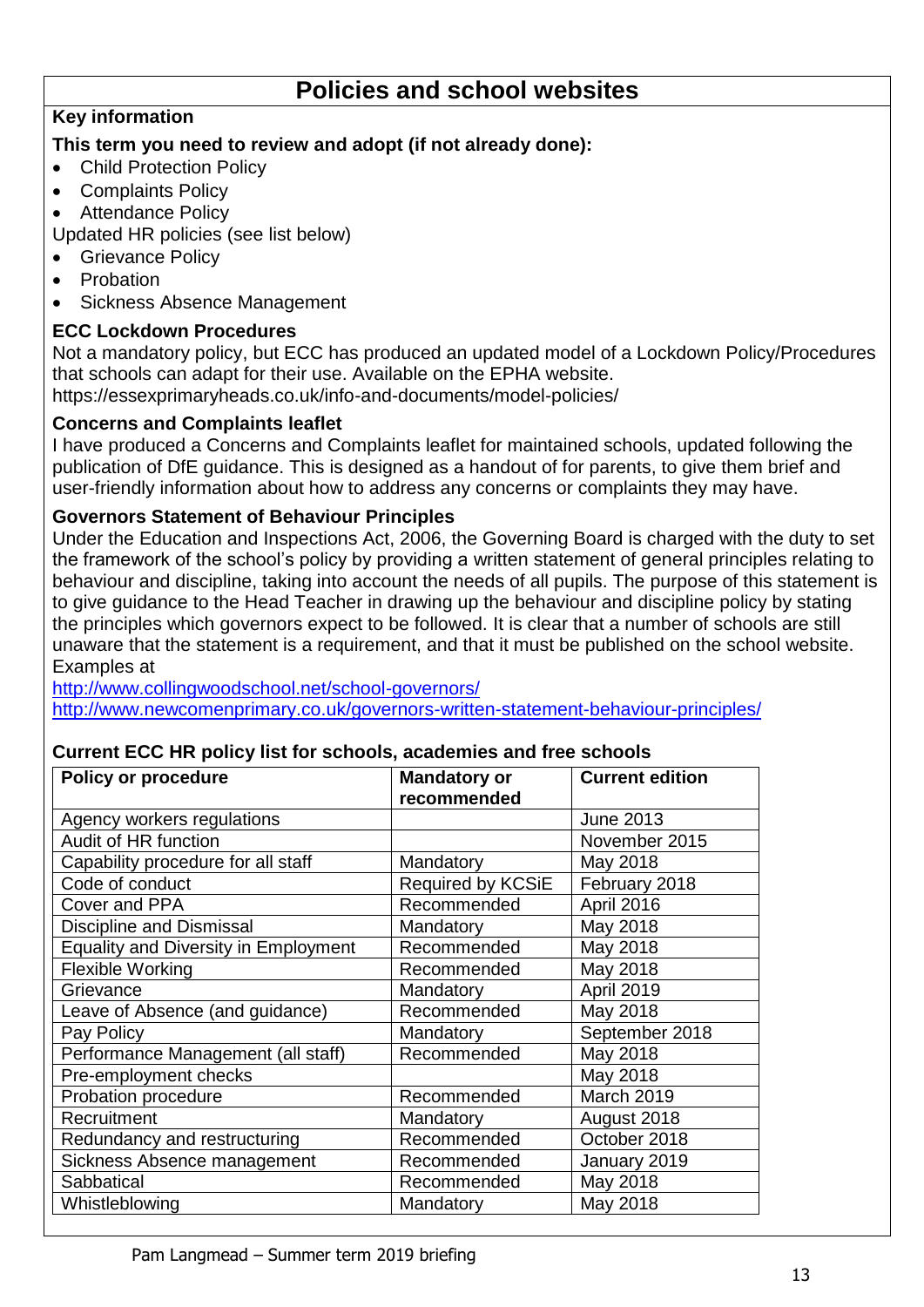# Policies and school websites

**Key information**

**This term you need to review and adopt (if not already done):**

- Child Protection Policy
- Complaints Policy
- Attendance Policy

Updated HR policies (see list below)

- Grievance Policy
- Probation
- Sickness Absence Management

**ECC Lockdown Procedures**

Not a mandatory policy, but ECC has produced an updated model of a Lockdown Policy/Procedures that schools can adapt for their use. Available on the EPHA website.
https://essexprimaryheads.co.uk/info-and-documents/model-policies/

**Concerns and Complaints leaflet**

I have produced a Concerns and Complaints leaflet for maintained schools, updated following the publication of DfE guidance. This is designed as a handout of for parents, to give them brief and user-friendly information about how to address any concerns or complaints they may have.

**Governors Statement of Behaviour Principles**

Under the Education and Inspections Act, 2006, the Governing Board is charged with the duty to set the framework of the school's policy by providing a written statement of general principles relating to behaviour and discipline, taking into account the needs of all pupils. The purpose of this statement is to give guidance to the Head Teacher in drawing up the behaviour and discipline policy by stating the principles which governors expect to be followed. It is clear that a number of schools are still unaware that the statement is a requirement, and that it must be published on the school website. Examples at

http://www.collingwoodschool.net/school-governors/
http://www.newcomenprimary.co.uk/governors-written-statement-behaviour-principles/

**Current ECC HR policy list for schools, academies and free schools**

| Policy or procedure | Mandatory or recommended | Current edition |
|---|---|---|
| Agency workers regulations | | June 2013 |
| Audit of HR function | | November 2015 |
| Capability procedure for all staff | Mandatory | May 2018 |
| Code of conduct | Required by KCSiE | February 2018 |
| Cover and PPA | Recommended | April 2016 |
| Discipline and Dismissal | Mandatory | May 2018 |
| Equality and Diversity in Employment | Recommended | May 2018 |
| Flexible Working | Recommended | May 2018 |
| Grievance | Mandatory | April 2019 |
| Leave of Absence (and guidance) | Recommended | May 2018 |
| Pay Policy | Mandatory | September 2018 |
| Performance Management (all staff) | Recommended | May 2018 |
| Pre-employment checks | | May 2018 |
| Probation procedure | Recommended | March 2019 |
| Recruitment | Mandatory | August 2018 |
| Redundancy and restructuring | Recommended | October 2018 |
| Sickness Absence management | Recommended | January 2019 |
| Sabbatical | Recommended | May 2018 |
| Whistleblowing | Mandatory | May 2018 |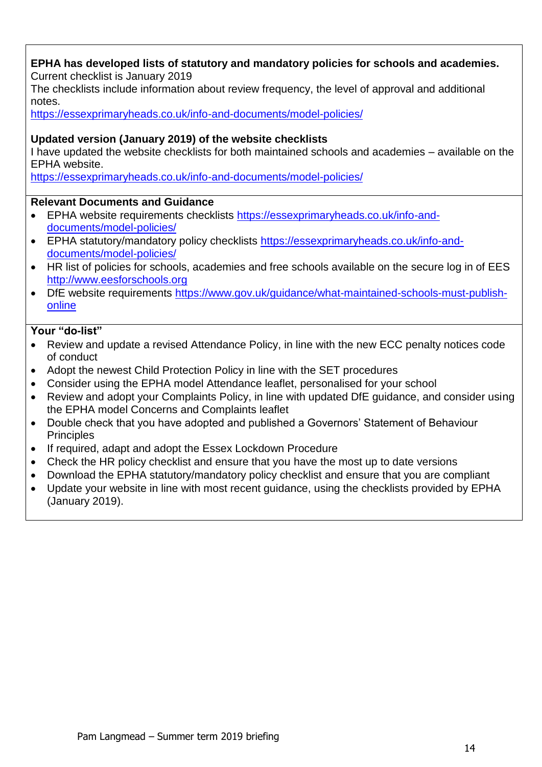**EPHA has developed lists of statutory and mandatory policies for schools and academies.**
Current checklist is January 2019
The checklists include information about review frequency, the level of approval and additional notes.
https://essexprimaryheads.co.uk/info-and-documents/model-policies/

**Updated version (January 2019) of the website checklists**
I have updated the website checklists for both maintained schools and academies – available on the EPHA website.
https://essexprimaryheads.co.uk/info-and-documents/model-policies/

**Relevant Documents and Guidance**

- EPHA website requirements checklists https://essexprimaryheads.co.uk/info-and-documents/model-policies/
- EPHA statutory/mandatory policy checklists https://essexprimaryheads.co.uk/info-and-documents/model-policies/
- HR list of policies for schools, academies and free schools available on the secure log in of EES http://www.eesforschools.org
- DfE website requirements https://www.gov.uk/guidance/what-maintained-schools-must-publish-online

**Your "do-list"**

- Review and update a revised Attendance Policy, in line with the new ECC penalty notices code of conduct
- Adopt the newest Child Protection Policy in line with the SET procedures
- Consider using the EPHA model Attendance leaflet, personalised for your school
- Review and adopt your Complaints Policy, in line with updated DfE guidance, and consider using the EPHA model Concerns and Complaints leaflet
- Double check that you have adopted and published a Governors' Statement of Behaviour Principles
- If required, adapt and adopt the Essex Lockdown Procedure
- Check the HR policy checklist and ensure that you have the most up to date versions
- Download the EPHA statutory/mandatory policy checklist and ensure that you are compliant
- Update your website in line with most recent guidance, using the checklists provided by EPHA (January 2019).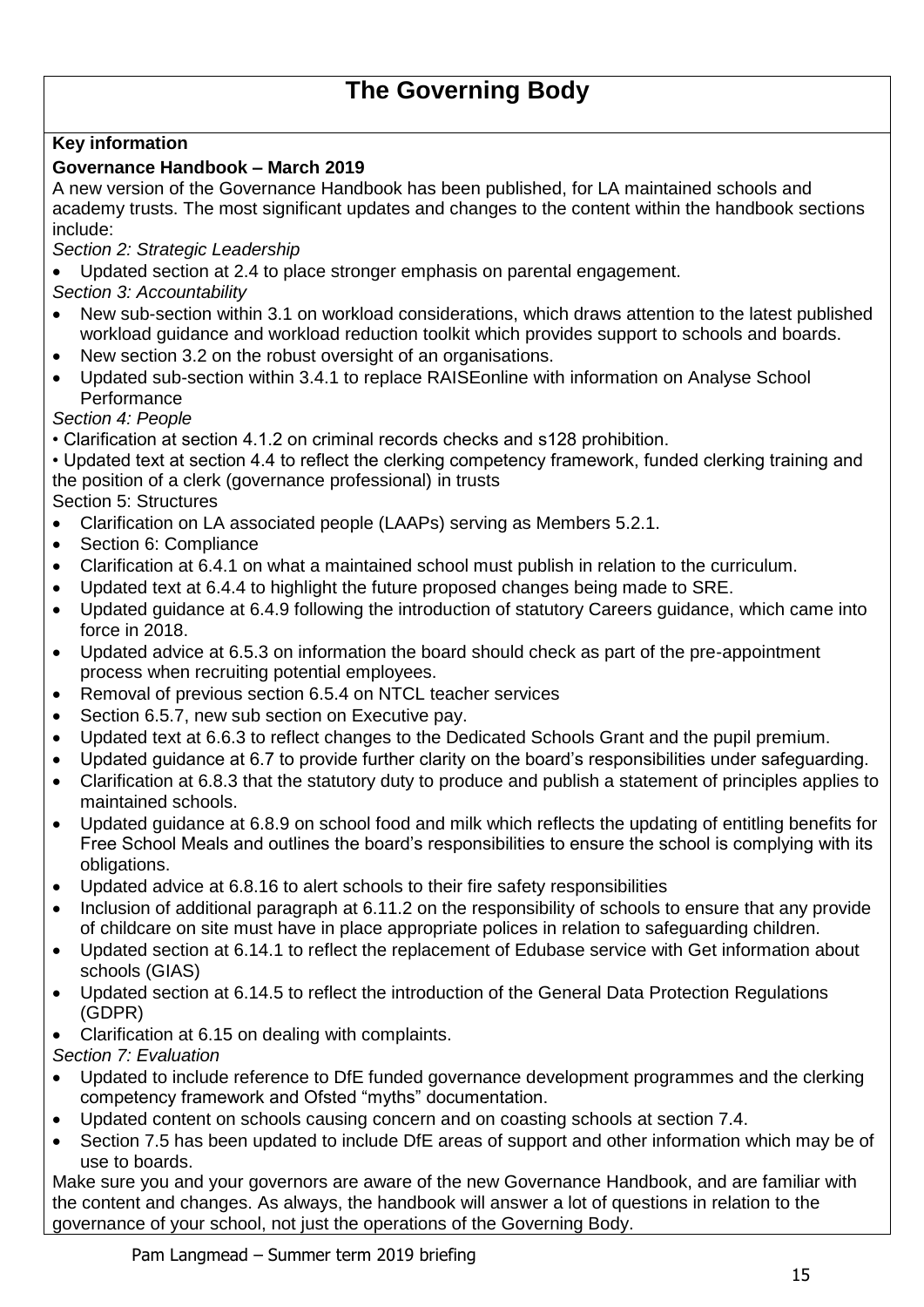# The Governing Body

**Key information**

**Governance Handbook – March 2019**

A new version of the Governance Handbook has been published, for LA maintained schools and academy trusts. The most significant updates and changes to the content within the handbook sections include:

*Section 2: Strategic Leadership*

- Updated section at 2.4 to place stronger emphasis on parental engagement.

*Section 3: Accountability*

- New sub-section within 3.1 on workload considerations, which draws attention to the latest published workload guidance and workload reduction toolkit which provides support to schools and boards.
- New section 3.2 on the robust oversight of an organisations.
- Updated sub-section within 3.4.1 to replace RAISEonline with information on Analyse School Performance

*Section 4: People*

• Clarification at section 4.1.2 on criminal records checks and s128 prohibition.

• Updated text at section 4.4 to reflect the clerking competency framework, funded clerking training and the position of a clerk (governance professional) in trusts

Section 5: Structures

- Clarification on LA associated people (LAAPs) serving as Members 5.2.1.
- Section 6: Compliance
- Clarification at 6.4.1 on what a maintained school must publish in relation to the curriculum.
- Updated text at 6.4.4 to highlight the future proposed changes being made to SRE.
- Updated guidance at 6.4.9 following the introduction of statutory Careers guidance, which came into force in 2018.
- Updated advice at 6.5.3 on information the board should check as part of the pre-appointment process when recruiting potential employees.
- Removal of previous section 6.5.4 on NTCL teacher services
- Section 6.5.7, new sub section on Executive pay.
- Updated text at 6.6.3 to reflect changes to the Dedicated Schools Grant and the pupil premium.
- Updated guidance at 6.7 to provide further clarity on the board's responsibilities under safeguarding.
- Clarification at 6.8.3 that the statutory duty to produce and publish a statement of principles applies to maintained schools.
- Updated guidance at 6.8.9 on school food and milk which reflects the updating of entitling benefits for Free School Meals and outlines the board's responsibilities to ensure the school is complying with its obligations.
- Updated advice at 6.8.16 to alert schools to their fire safety responsibilities
- Inclusion of additional paragraph at 6.11.2 on the responsibility of schools to ensure that any provide of childcare on site must have in place appropriate polices in relation to safeguarding children.
- Updated section at 6.14.1 to reflect the replacement of Edubase service with Get information about schools (GIAS)
- Updated section at 6.14.5 to reflect the introduction of the General Data Protection Regulations (GDPR)
- Clarification at 6.15 on dealing with complaints.

*Section 7: Evaluation*

- Updated to include reference to DfE funded governance development programmes and the clerking competency framework and Ofsted "myths" documentation.
- Updated content on schools causing concern and on coasting schools at section 7.4.
- Section 7.5 has been updated to include DfE areas of support and other information which may be of use to boards.

Make sure you and your governors are aware of the new Governance Handbook, and are familiar with the content and changes. As always, the handbook will answer a lot of questions in relation to the governance of your school, not just the operations of the Governing Body.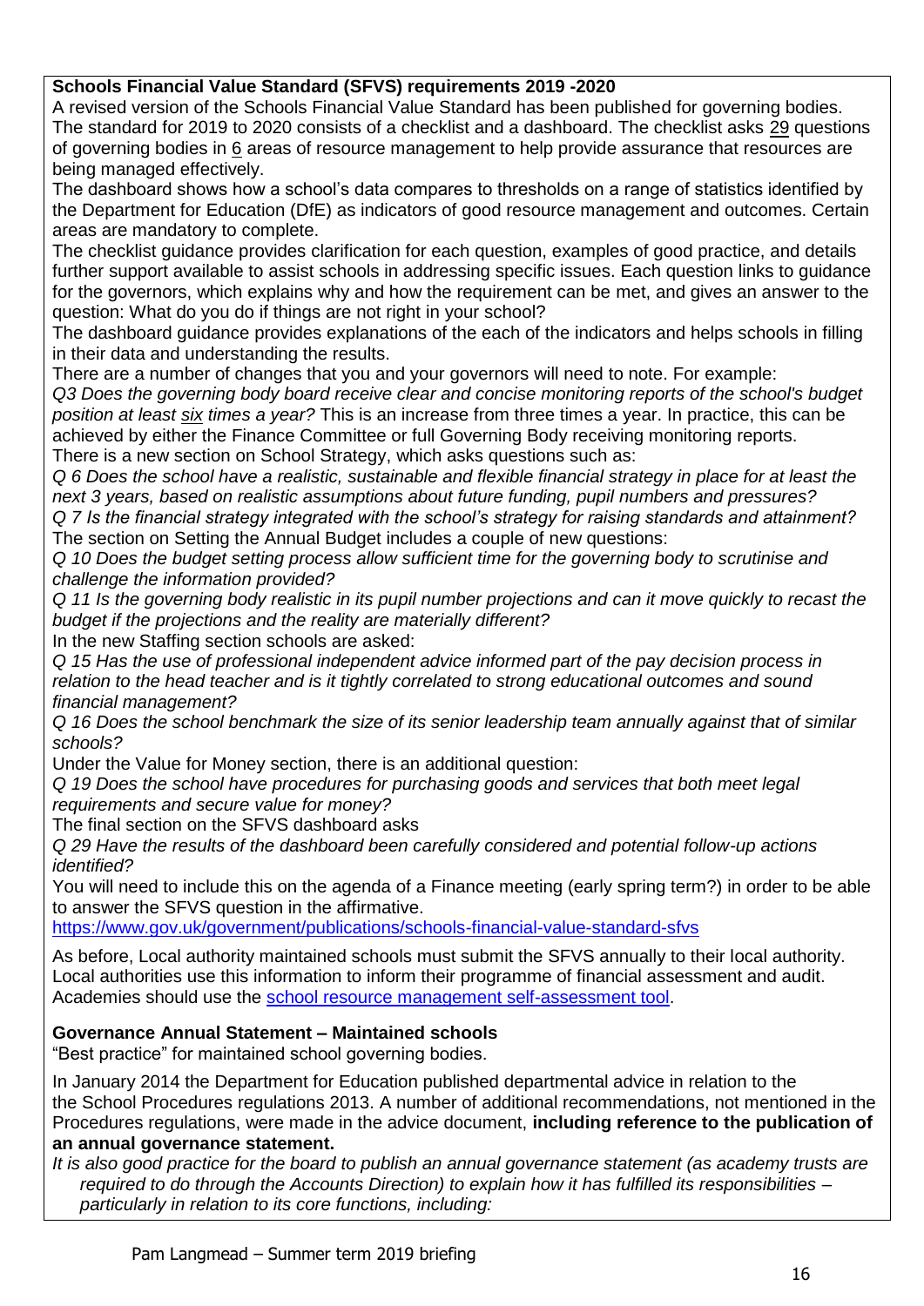**Schools Financial Value Standard (SFVS) requirements 2019 -2020**

A revised version of the Schools Financial Value Standard has been published for governing bodies. The standard for 2019 to 2020 consists of a checklist and a dashboard. The checklist asks 29 questions of governing bodies in 6 areas of resource management to help provide assurance that resources are being managed effectively.

The dashboard shows how a school's data compares to thresholds on a range of statistics identified by the Department for Education (DfE) as indicators of good resource management and outcomes. Certain areas are mandatory to complete.

The checklist guidance provides clarification for each question, examples of good practice, and details further support available to assist schools in addressing specific issues. Each question links to guidance for the governors, which explains why and how the requirement can be met, and gives an answer to the question: What do you do if things are not right in your school?

The dashboard guidance provides explanations of the each of the indicators and helps schools in filling in their data and understanding the results.

There are a number of changes that you and your governors will need to note. For example:

*Q3 Does the governing body board receive clear and concise monitoring reports of the school's budget position at least six times a year?* This is an increase from three times a year. In practice, this can be achieved by either the Finance Committee or full Governing Body receiving monitoring reports.

There is a new section on School Strategy, which asks questions such as:

*Q 6 Does the school have a realistic, sustainable and flexible financial strategy in place for at least the next 3 years, based on realistic assumptions about future funding, pupil numbers and pressures?*

*Q 7 Is the financial strategy integrated with the school's strategy for raising standards and attainment?*

The section on Setting the Annual Budget includes a couple of new questions:

*Q 10 Does the budget setting process allow sufficient time for the governing body to scrutinise and challenge the information provided?*

*Q 11 Is the governing body realistic in its pupil number projections and can it move quickly to recast the budget if the projections and the reality are materially different?*

In the new Staffing section schools are asked:

*Q 15 Has the use of professional independent advice informed part of the pay decision process in relation to the head teacher and is it tightly correlated to strong educational outcomes and sound financial management?*

*Q 16 Does the school benchmark the size of its senior leadership team annually against that of similar schools?*

Under the Value for Money section, there is an additional question:

*Q 19 Does the school have procedures for purchasing goods and services that both meet legal requirements and secure value for money?*

The final section on the SFVS dashboard asks

*Q 29 Have the results of the dashboard been carefully considered and potential follow-up actions identified?*

You will need to include this on the agenda of a Finance meeting (early spring term?) in order to be able to answer the SFVS question in the affirmative.

https://www.gov.uk/government/publications/schools-financial-value-standard-sfvs

As before, Local authority maintained schools must submit the SFVS annually to their local authority. Local authorities use this information to inform their programme of financial assessment and audit. Academies should use the school resource management self-assessment tool.

**Governance Annual Statement – Maintained schools**

"Best practice" for maintained school governing bodies.

In January 2014 the Department for Education published departmental advice in relation to the the School Procedures regulations 2013. A number of additional recommendations, not mentioned in the Procedures regulations, were made in the advice document, **including reference to the publication of an annual governance statement.**

*It is also good practice for the board to publish an annual governance statement (as academy trusts are required to do through the Accounts Direction) to explain how it has fulfilled its responsibilities – particularly in relation to its core functions, including:*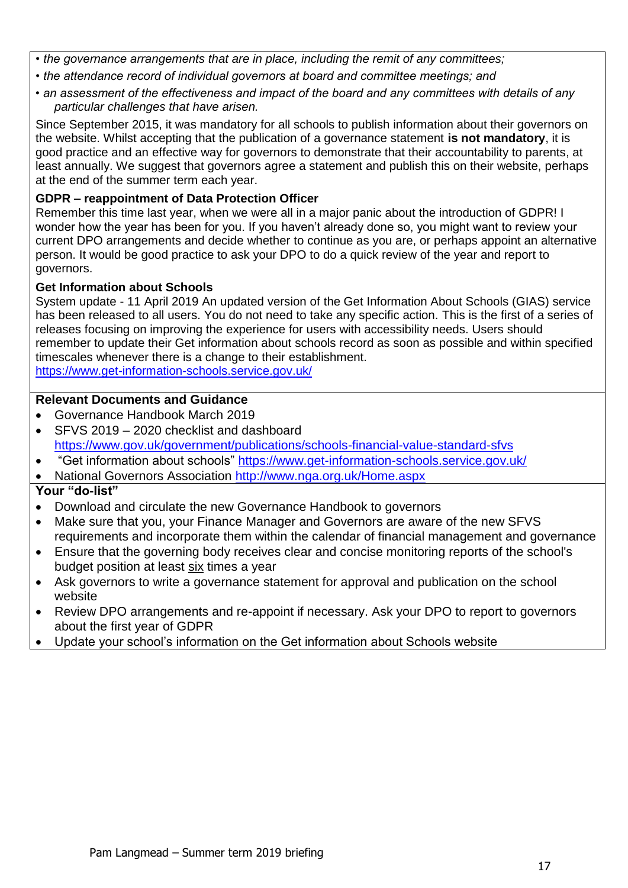- *the governance arrangements that are in place, including the remit of any committees;*
- *the attendance record of individual governors at board and committee meetings; and*
- *an assessment of the effectiveness and impact of the board and any committees with details of any particular challenges that have arisen.*

Since September 2015, it was mandatory for all schools to publish information about their governors on the website. Whilst accepting that the publication of a governance statement **is not mandatory**, it is good practice and an effective way for governors to demonstrate that their accountability to parents, at least annually. We suggest that governors agree a statement and publish this on their website, perhaps at the end of the summer term each year.

**GDPR – reappointment of Data Protection Officer**

Remember this time last year, when we were all in a major panic about the introduction of GDPR! I wonder how the year has been for you. If you haven't already done so, you might want to review your current DPO arrangements and decide whether to continue as you are, or perhaps appoint an alternative person. It would be good practice to ask your DPO to do a quick review of the year and report to governors.

**Get Information about Schools**

System update - 11 April 2019 An updated version of the Get Information About Schools (GIAS) service has been released to all users. You do not need to take any specific action. This is the first of a series of releases focusing on improving the experience for users with accessibility needs. Users should remember to update their Get information about schools record as soon as possible and within specified timescales whenever there is a change to their establishment.
https://www.get-information-schools.service.gov.uk/

**Relevant Documents and Guidance**

- Governance Handbook March 2019
- SFVS 2019 – 2020 checklist and dashboard https://www.gov.uk/government/publications/schools-financial-value-standard-sfvs
- "Get information about schools" https://www.get-information-schools.service.gov.uk/
- National Governors Association http://www.nga.org.uk/Home.aspx

**Your "do-list"**

- Download and circulate the new Governance Handbook to governors
- Make sure that you, your Finance Manager and Governors are aware of the new SFVS requirements and incorporate them within the calendar of financial management and governance
- Ensure that the governing body receives clear and concise monitoring reports of the school's budget position at least <u>six</u> times a year
- Ask governors to write a governance statement for approval and publication on the school website
- Review DPO arrangements and re-appoint if necessary. Ask your DPO to report to governors about the first year of GDPR
- Update your school's information on the Get information about Schools website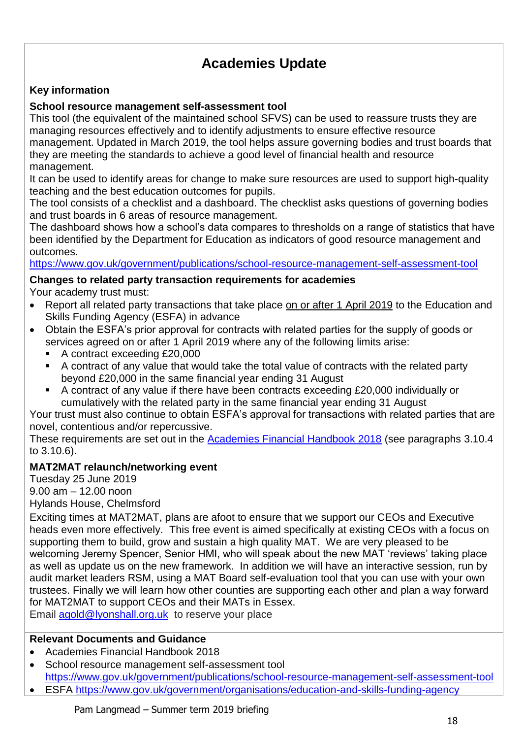# Academies Update

**Key information**

**School resource management self-assessment tool**

This tool (the equivalent of the maintained school SFVS) can be used to reassure trusts they are managing resources effectively and to identify adjustments to ensure effective resource management. Updated in March 2019, the tool helps assure governing bodies and trust boards that they are meeting the standards to achieve a good level of financial health and resource management.

It can be used to identify areas for change to make sure resources are used to support high-quality teaching and the best education outcomes for pupils.

The tool consists of a checklist and a dashboard. The checklist asks questions of governing bodies and trust boards in 6 areas of resource management.

The dashboard shows how a school's data compares to thresholds on a range of statistics that have been identified by the Department for Education as indicators of good resource management and outcomes.

https://www.gov.uk/government/publications/school-resource-management-self-assessment-tool

**Changes to related party transaction requirements for academies**

Your academy trust must:

- Report all related party transactions that take place on or after 1 April 2019 to the Education and Skills Funding Agency (ESFA) in advance
- Obtain the ESFA's prior approval for contracts with related parties for the supply of goods or services agreed on or after 1 April 2019 where any of the following limits arise:
  - A contract exceeding £20,000
  - A contract of any value that would take the total value of contracts with the related party beyond £20,000 in the same financial year ending 31 August
  - A contract of any value if there have been contracts exceeding £20,000 individually or cumulatively with the related party in the same financial year ending 31 August

Your trust must also continue to obtain ESFA's approval for transactions with related parties that are novel, contentious and/or repercussive.

These requirements are set out in the Academies Financial Handbook 2018 (see paragraphs 3.10.4 to 3.10.6).

**MAT2MAT relaunch/networking event**

Tuesday 25 June 2019
9.00 am – 12.00 noon
Hylands House, Chelmsford

Exciting times at MAT2MAT, plans are afoot to ensure that we support our CEOs and Executive heads even more effectively. This free event is aimed specifically at existing CEOs with a focus on supporting them to build, grow and sustain a high quality MAT. We are very pleased to be welcoming Jeremy Spencer, Senior HMI, who will speak about the new MAT 'reviews' taking place as well as update us on the new framework. In addition we will have an interactive session, run by audit market leaders RSM, using a MAT Board self-evaluation tool that you can use with your own trustees. Finally we will learn how other counties are supporting each other and plan a way forward for MAT2MAT to support CEOs and their MATs in Essex.

Email agold@lyonshall.org.uk to reserve your place

**Relevant Documents and Guidance**

- Academies Financial Handbook 2018
- School resource management self-assessment tool https://www.gov.uk/government/publications/school-resource-management-self-assessment-tool
- ESFA https://www.gov.uk/government/organisations/education-and-skills-funding-agency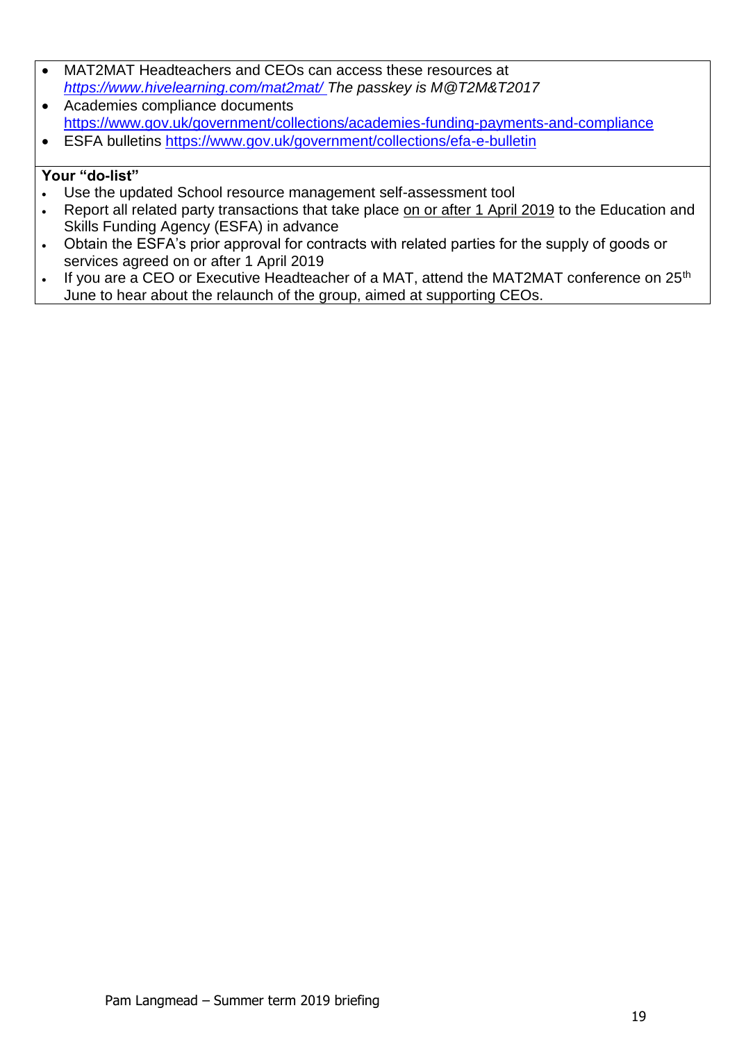- MAT2MAT Headteachers and CEOs can access these resources at *https://www.hivelearning.com/mat2mat/ The passkey is M@T2M&T2017*
- Academies compliance documents https://www.gov.uk/government/collections/academies-funding-payments-and-compliance
- ESFA bulletins https://www.gov.uk/government/collections/efa-e-bulletin

**Your "do-list"**

- Use the updated School resource management self-assessment tool
- Report all related party transactions that take place on or after 1 April 2019 to the Education and Skills Funding Agency (ESFA) in advance
- Obtain the ESFA's prior approval for contracts with related parties for the supply of goods or services agreed on or after 1 April 2019
- If you are a CEO or Executive Headteacher of a MAT, attend the MAT2MAT conference on 25th June to hear about the relaunch of the group, aimed at supporting CEOs.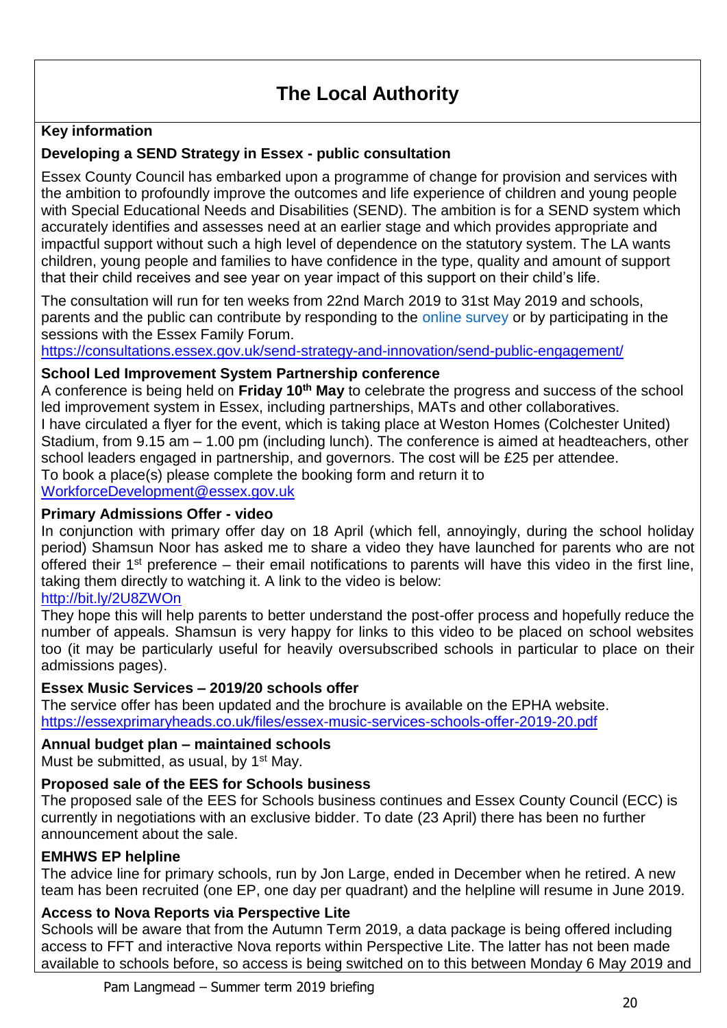# The Local Authority

**Key information**

**Developing a SEND Strategy in Essex - public consultation**

Essex County Council has embarked upon a programme of change for provision and services with the ambition to profoundly improve the outcomes and life experience of children and young people with Special Educational Needs and Disabilities (SEND). The ambition is for a SEND system which accurately identifies and assesses need at an earlier stage and which provides appropriate and impactful support without such a high level of dependence on the statutory system. The LA wants children, young people and families to have confidence in the type, quality and amount of support that their child receives and see year on year impact of this support on their child's life.

The consultation will run for ten weeks from 22nd March 2019 to 31st May 2019 and schools, parents and the public can contribute by responding to the online survey or by participating in the sessions with the Essex Family Forum.
https://consultations.essex.gov.uk/send-strategy-and-innovation/send-public-engagement/

**School Led Improvement System Partnership conference**

A conference is being held on **Friday 10th May** to celebrate the progress and success of the school led improvement system in Essex, including partnerships, MATs and other collaboratives.
I have circulated a flyer for the event, which is taking place at Weston Homes (Colchester United) Stadium, from 9.15 am – 1.00 pm (including lunch). The conference is aimed at headteachers, other school leaders engaged in partnership, and governors. The cost will be £25 per attendee.
To book a place(s) please complete the booking form and return it to
WorkforceDevelopment@essex.gov.uk

**Primary Admissions Offer - video**

In conjunction with primary offer day on 18 April (which fell, annoyingly, during the school holiday period) Shamsun Noor has asked me to share a video they have launched for parents who are not offered their 1st preference – their email notifications to parents will have this video in the first line, taking them directly to watching it. A link to the video is below:
http://bit.ly/2U8ZWOn
They hope this will help parents to better understand the post-offer process and hopefully reduce the number of appeals. Shamsun is very happy for links to this video to be placed on school websites too (it may be particularly useful for heavily oversubscribed schools in particular to place on their admissions pages).

**Essex Music Services – 2019/20 schools offer**

The service offer has been updated and the brochure is available on the EPHA website.
https://essexprimaryheads.co.uk/files/essex-music-services-schools-offer-2019-20.pdf

**Annual budget plan – maintained schools**

Must be submitted, as usual, by 1st May.

**Proposed sale of the EES for Schools business**

The proposed sale of the EES for Schools business continues and Essex County Council (ECC) is currently in negotiations with an exclusive bidder. To date (23 April) there has been no further announcement about the sale.

**EMHWS EP helpline**

The advice line for primary schools, run by Jon Large, ended in December when he retired. A new team has been recruited (one EP, one day per quadrant) and the helpline will resume in June 2019.

**Access to Nova Reports via Perspective Lite**

Schools will be aware that from the Autumn Term 2019, a data package is being offered including access to FFT and interactive Nova reports within Perspective Lite. The latter has not been made available to schools before, so access is being switched on to this between Monday 6 May 2019 and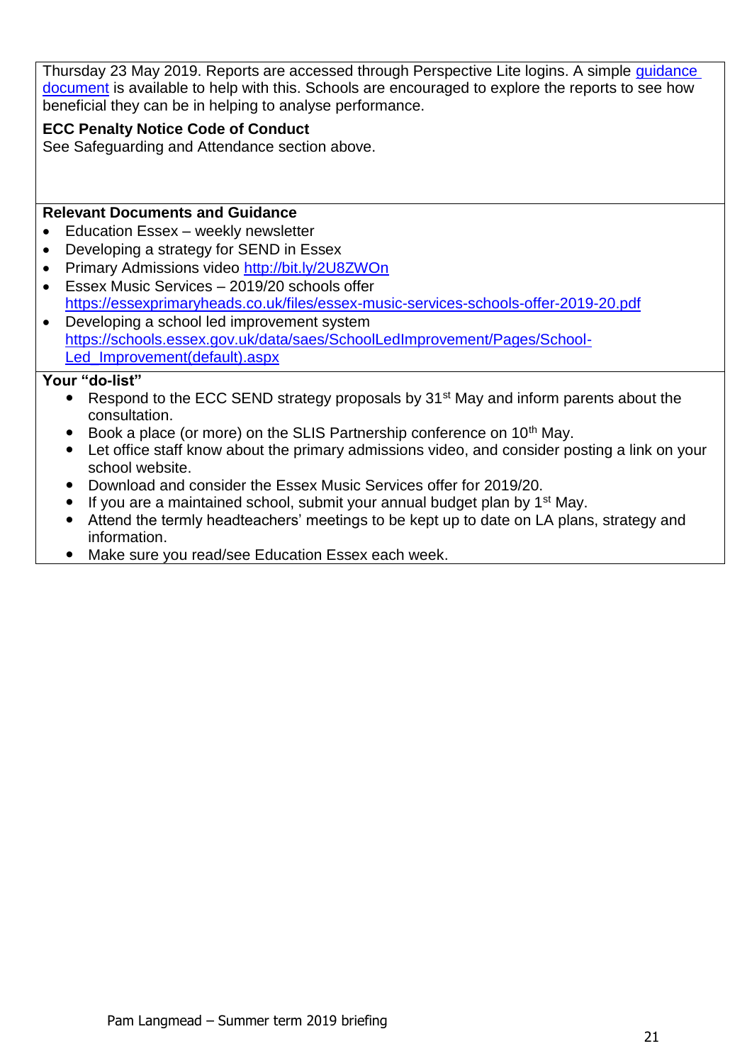Thursday 23 May 2019. Reports are accessed through Perspective Lite logins. A simple guidance document is available to help with this. Schools are encouraged to explore the reports to see how beneficial they can be in helping to analyse performance.

**ECC Penalty Notice Code of Conduct**

See Safeguarding and Attendance section above.

**Relevant Documents and Guidance**

- Education Essex – weekly newsletter
- Developing a strategy for SEND in Essex
- Primary Admissions video http://bit.ly/2U8ZWOn
- Essex Music Services – 2019/20 schools offer https://essexprimaryheads.co.uk/files/essex-music-services-schools-offer-2019-20.pdf
- Developing a school led improvement system https://schools.essex.gov.uk/data/saes/SchoolLedImprovement/Pages/School-Led_Improvement(default).aspx

**Your "do-list"**

- Respond to the ECC SEND strategy proposals by 31st May and inform parents about the consultation.
- Book a place (or more) on the SLIS Partnership conference on 10th May.
- Let office staff know about the primary admissions video, and consider posting a link on your school website.
- Download and consider the Essex Music Services offer for 2019/20.
- If you are a maintained school, submit your annual budget plan by 1st May.
- Attend the termly headteachers' meetings to be kept up to date on LA plans, strategy and information.
- Make sure you read/see Education Essex each week.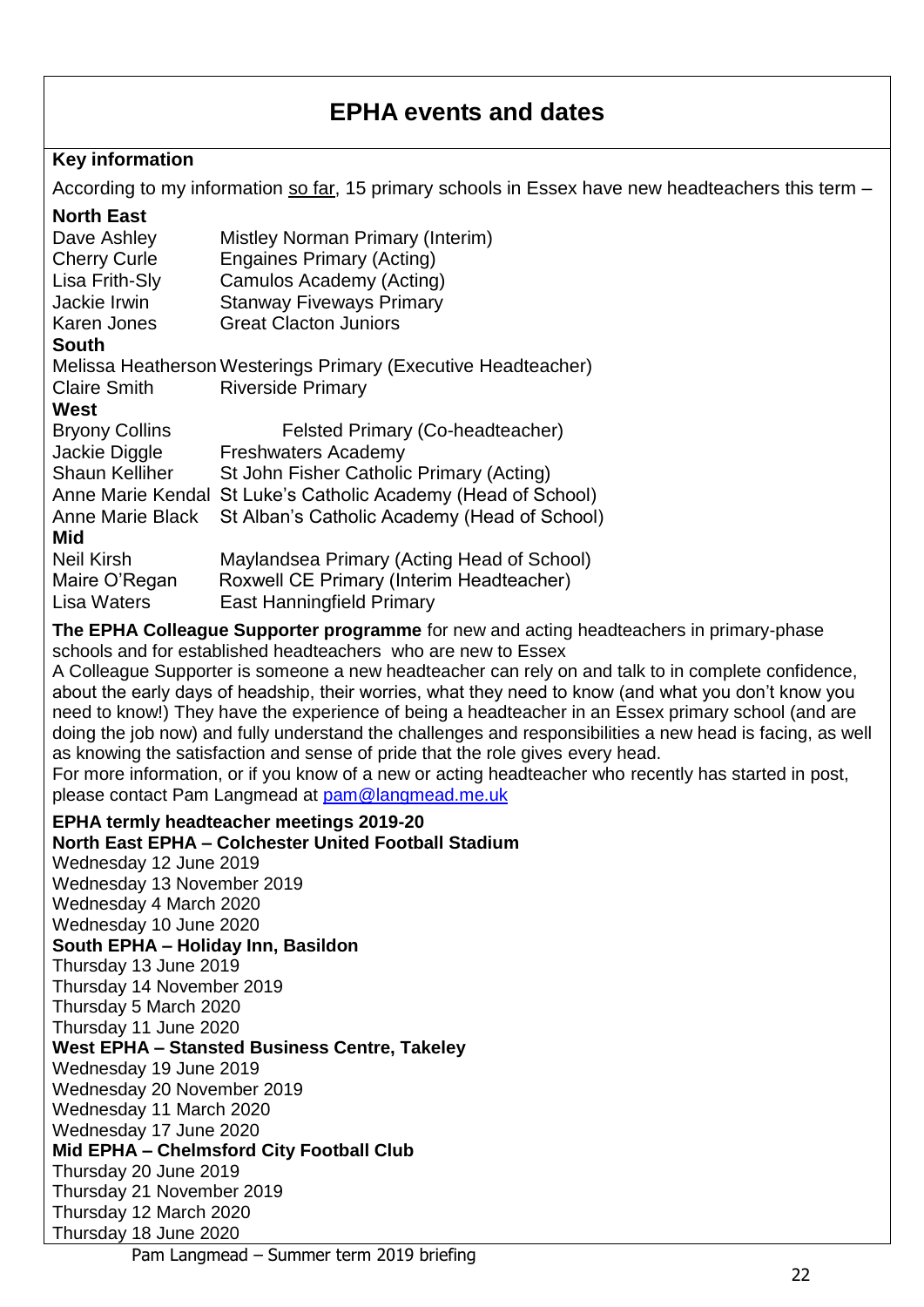# EPHA events and dates

**Key information**

According to my information so far, 15 primary schools in Essex have new headteachers this term –

**North East**

| | |
|---|---|
| Dave Ashley | Mistley Norman Primary (Interim) |
| Cherry Curle | Engaines Primary (Acting) |
| Lisa Frith-Sly | Camulos Academy (Acting) |
| Jackie Irwin | Stanway Fiveways Primary |
| Karen Jones | Great Clacton Juniors |

**South**

| | |
|---|---|
| Melissa Heatherson | Westerings Primary (Executive Headteacher) |
| Claire Smith | Riverside Primary |

**West**

| | |
|---|---|
| Bryony Collins | Felsted Primary (Co-headteacher) |
| Jackie Diggle | Freshwaters Academy |
| Shaun Kelliher | St John Fisher Catholic Primary (Acting) |
| Anne Marie Kendal | St Luke's Catholic Academy (Head of School) |
| Anne Marie Black | St Alban's Catholic Academy (Head of School) |

**Mid**

| | |
|---|---|
| Neil Kirsh | Maylandsea Primary (Acting Head of School) |
| Maire O'Regan | Roxwell CE Primary (Interim Headteacher) |
| Lisa Waters | East Hanningfield Primary |

**The EPHA Colleague Supporter programme** for new and acting headteachers in primary-phase schools and for established headteachers who are new to Essex

A Colleague Supporter is someone a new headteacher can rely on and talk to in complete confidence, about the early days of headship, their worries, what they need to know (and what you don't know you need to know!) They have the experience of being a headteacher in an Essex primary school (and are doing the job now) and fully understand the challenges and responsibilities a new head is facing, as well as knowing the satisfaction and sense of pride that the role gives every head.

For more information, or if you know of a new or acting headteacher who recently has started in post, please contact Pam Langmead at pam@langmead.me.uk

**EPHA termly headteacher meetings 2019-20**

**North East EPHA – Colchester United Football Stadium**

Wednesday 12 June 2019
Wednesday 13 November 2019
Wednesday 4 March 2020
Wednesday 10 June 2020

**South EPHA – Holiday Inn, Basildon**

Thursday 13 June 2019
Thursday 14 November 2019
Thursday 5 March 2020
Thursday 11 June 2020

**West EPHA – Stansted Business Centre, Takeley**

Wednesday 19 June 2019
Wednesday 20 November 2019
Wednesday 11 March 2020
Wednesday 17 June 2020

**Mid EPHA – Chelmsford City Football Club**

Thursday 20 June 2019
Thursday 21 November 2019
Thursday 12 March 2020
Thursday 18 June 2020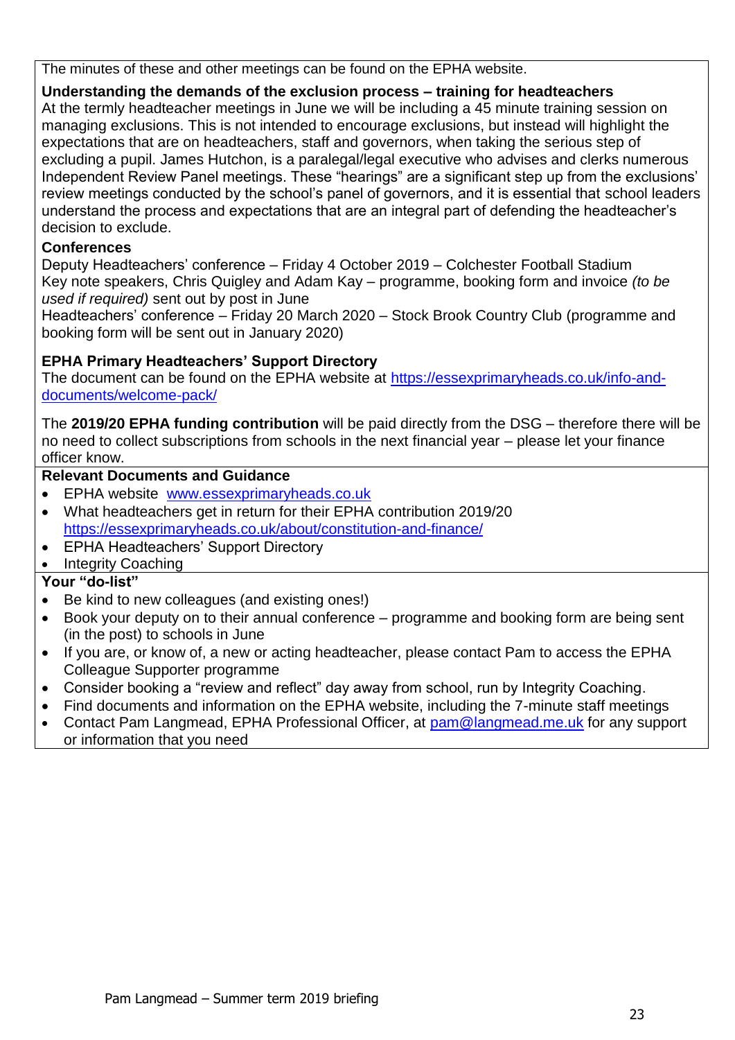The minutes of these and other meetings can be found on the EPHA website.

**Understanding the demands of the exclusion process – training for headteachers**

At the termly headteacher meetings in June we will be including a 45 minute training session on managing exclusions. This is not intended to encourage exclusions, but instead will highlight the expectations that are on headteachers, staff and governors, when taking the serious step of excluding a pupil. James Hutchon, is a paralegal/legal executive who advises and clerks numerous Independent Review Panel meetings. These "hearings" are a significant step up from the exclusions' review meetings conducted by the school's panel of governors, and it is essential that school leaders understand the process and expectations that are an integral part of defending the headteacher's decision to exclude.

**Conferences**

Deputy Headteachers' conference – Friday 4 October 2019 – Colchester Football Stadium
Key note speakers, Chris Quigley and Adam Kay – programme, booking form and invoice *(to be used if required)* sent out by post in June
Headteachers' conference – Friday 20 March 2020 – Stock Brook Country Club (programme and booking form will be sent out in January 2020)

**EPHA Primary Headteachers' Support Directory**

The document can be found on the EPHA website at https://essexprimaryheads.co.uk/info-and-documents/welcome-pack/

The **2019/20 EPHA funding contribution** will be paid directly from the DSG – therefore there will be no need to collect subscriptions from schools in the next financial year – please let your finance officer know.

**Relevant Documents and Guidance**

- EPHA website www.essexprimaryheads.co.uk
- What headteachers get in return for their EPHA contribution 2019/20 https://essexprimaryheads.co.uk/about/constitution-and-finance/
- EPHA Headteachers' Support Directory
- Integrity Coaching

**Your "do-list"**

- Be kind to new colleagues (and existing ones!)
- Book your deputy on to their annual conference – programme and booking form are being sent (in the post) to schools in June
- If you are, or know of, a new or acting headteacher, please contact Pam to access the EPHA Colleague Supporter programme
- Consider booking a "review and reflect" day away from school, run by Integrity Coaching.
- Find documents and information on the EPHA website, including the 7-minute staff meetings
- Contact Pam Langmead, EPHA Professional Officer, at pam@langmead.me.uk for any support or information that you need